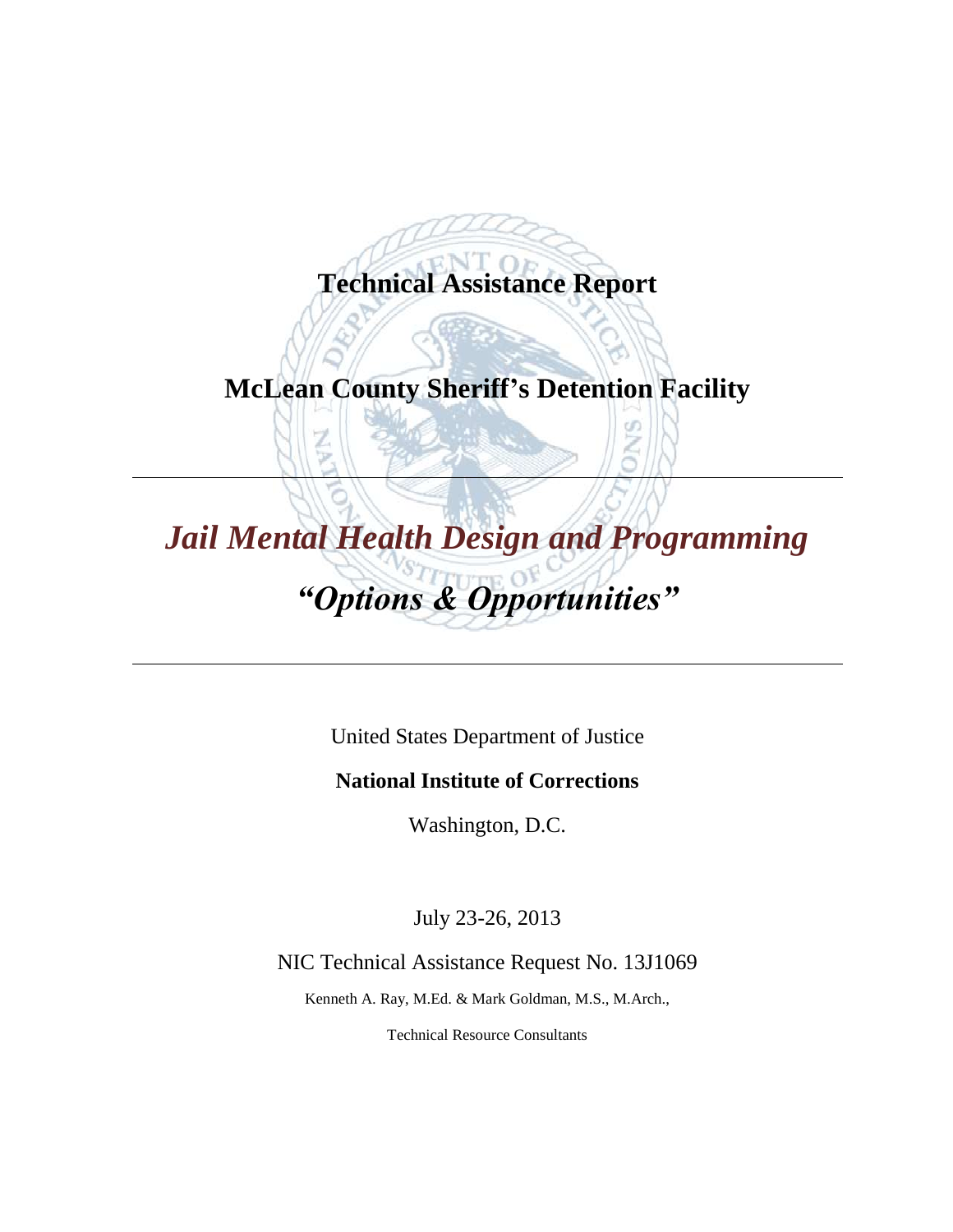# Technical Assistance Report

## McLean County Sheriff's Detention Facility

---

# *Jail Mental Health Design and Programming*

# *"Options & Opportunities"*

---

United States Department of Justice

**National Institute of Corrections**

Washington, D.C.

July 23-26, 2013

NIC Technical Assistance Request No. 13J1069

Kenneth A. Ray, M.Ed. & Mark Goldman, M.S., M.Arch.,

Technical Resource Consultants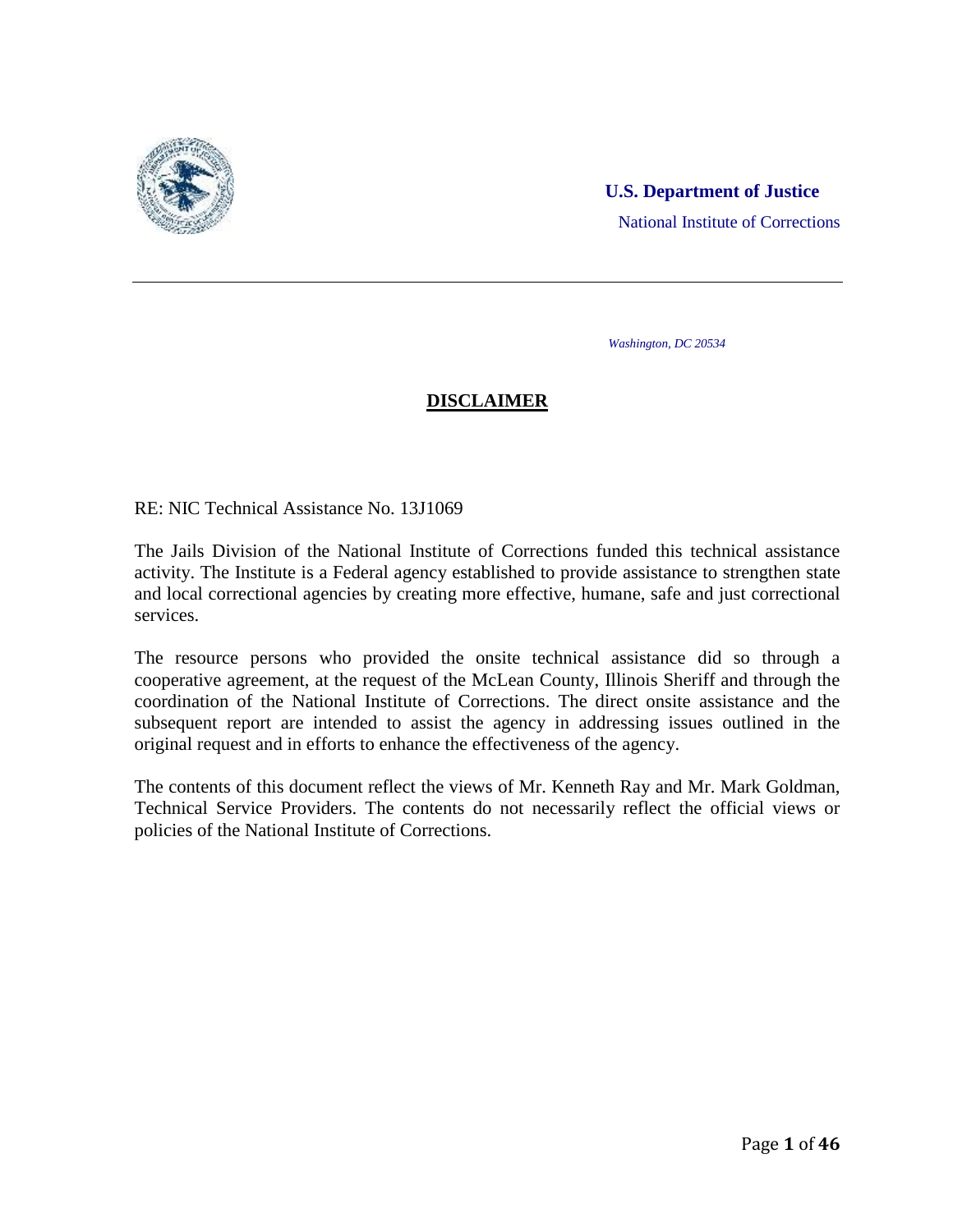**U.S. Department of Justice**

National Institute of Corrections

*Washington, DC 20534*

## DISCLAIMER

RE: NIC Technical Assistance No. 13J1069

The Jails Division of the National Institute of Corrections funded this technical assistance activity. The Institute is a Federal agency established to provide assistance to strengthen state and local correctional agencies by creating more effective, humane, safe and just correctional services.

The resource persons who provided the onsite technical assistance did so through a cooperative agreement, at the request of the McLean County, Illinois Sheriff and through the coordination of the National Institute of Corrections. The direct onsite assistance and the subsequent report are intended to assist the agency in addressing issues outlined in the original request and in efforts to enhance the effectiveness of the agency.

The contents of this document reflect the views of Mr. Kenneth Ray and Mr. Mark Goldman, Technical Service Providers. The contents do not necessarily reflect the official views or policies of the National Institute of Corrections.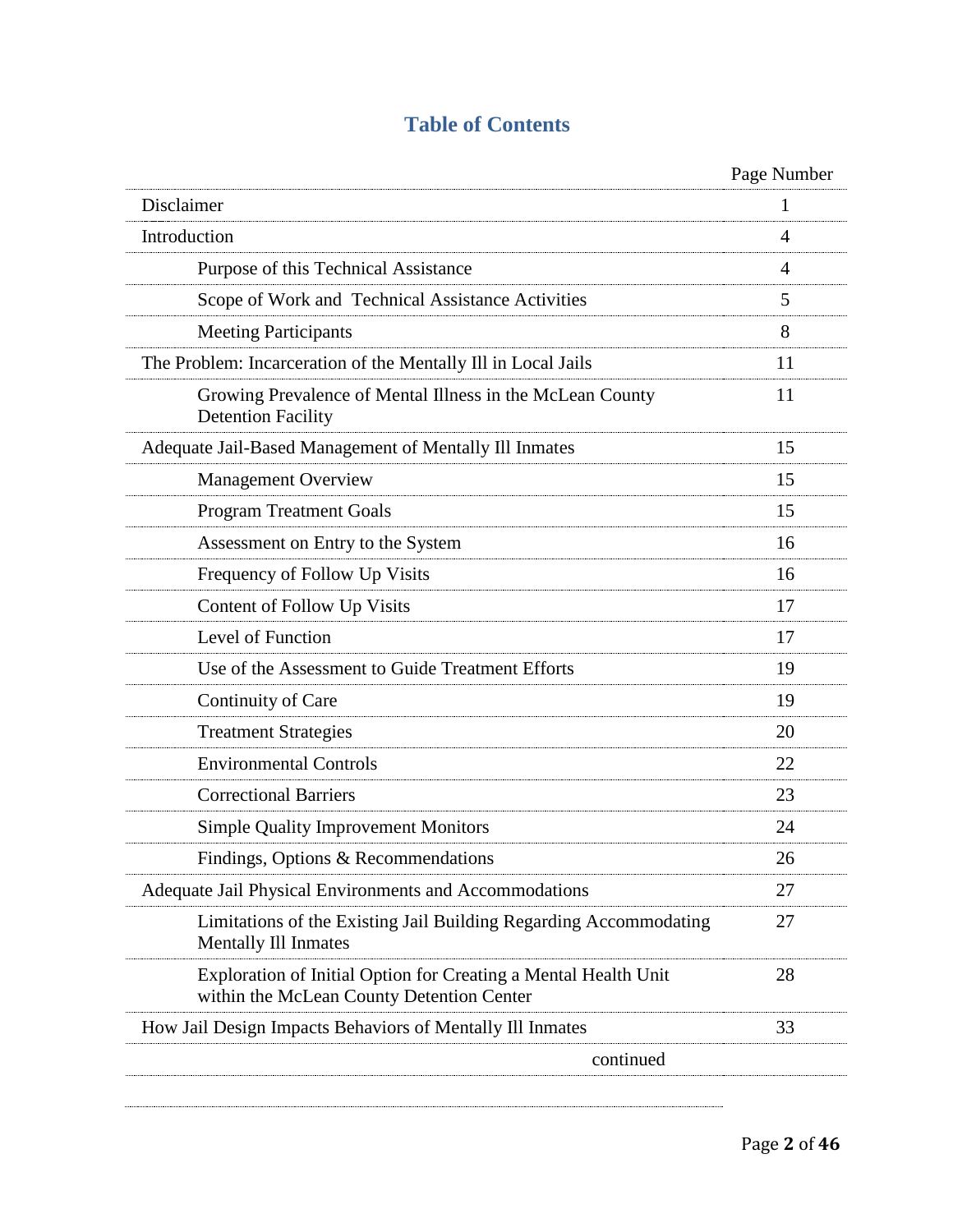## Table of Contents

| | Page Number |
|---|---|
| Disclaimer | 1 |
| Introduction | 4 |
| Purpose of this Technical Assistance | 4 |
| Scope of Work and Technical Assistance Activities | 5 |
| Meeting Participants | 8 |
| The Problem: Incarceration of the Mentally Ill in Local Jails | 11 |
| Growing Prevalence of Mental Illness in the McLean County Detention Facility | 11 |
| Adequate Jail-Based Management of Mentally Ill Inmates | 15 |
| Management Overview | 15 |
| Program Treatment Goals | 15 |
| Assessment on Entry to the System | 16 |
| Frequency of Follow Up Visits | 16 |
| Content of Follow Up Visits | 17 |
| Level of Function | 17 |
| Use of the Assessment to Guide Treatment Efforts | 19 |
| Continuity of Care | 19 |
| Treatment Strategies | 20 |
| Environmental Controls | 22 |
| Correctional Barriers | 23 |
| Simple Quality Improvement Monitors | 24 |
| Findings, Options & Recommendations | 26 |
| Adequate Jail Physical Environments and Accommodations | 27 |
| Limitations of the Existing Jail Building Regarding Accommodating Mentally Ill Inmates | 27 |
| Exploration of Initial Option for Creating a Mental Health Unit within the McLean County Detention Center | 28 |
| How Jail Design Impacts Behaviors of Mentally Ill Inmates | 33 |
| continued | |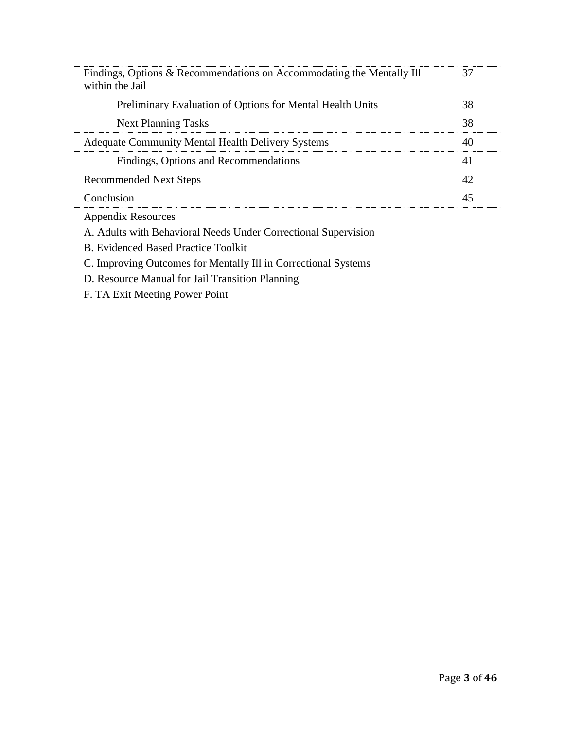| | |
|---|---|
| Findings, Options & Recommendations on Accommodating the Mentally Ill within the Jail | 37 |
| &nbsp;&nbsp;&nbsp;&nbsp;Preliminary Evaluation of Options for Mental Health Units | 38 |
| &nbsp;&nbsp;&nbsp;&nbsp;Next Planning Tasks | 38 |
| Adequate Community Mental Health Delivery Systems | 40 |
| &nbsp;&nbsp;&nbsp;&nbsp;Findings, Options and Recommendations | 41 |
| Recommended Next Steps | 42 |
| Conclusion | 45 |

Appendix Resources

A. Adults with Behavioral Needs Under Correctional Supervision

B. Evidenced Based Practice Toolkit

C. Improving Outcomes for Mentally Ill in Correctional Systems

D. Resource Manual for Jail Transition Planning

F. TA Exit Meeting Power Point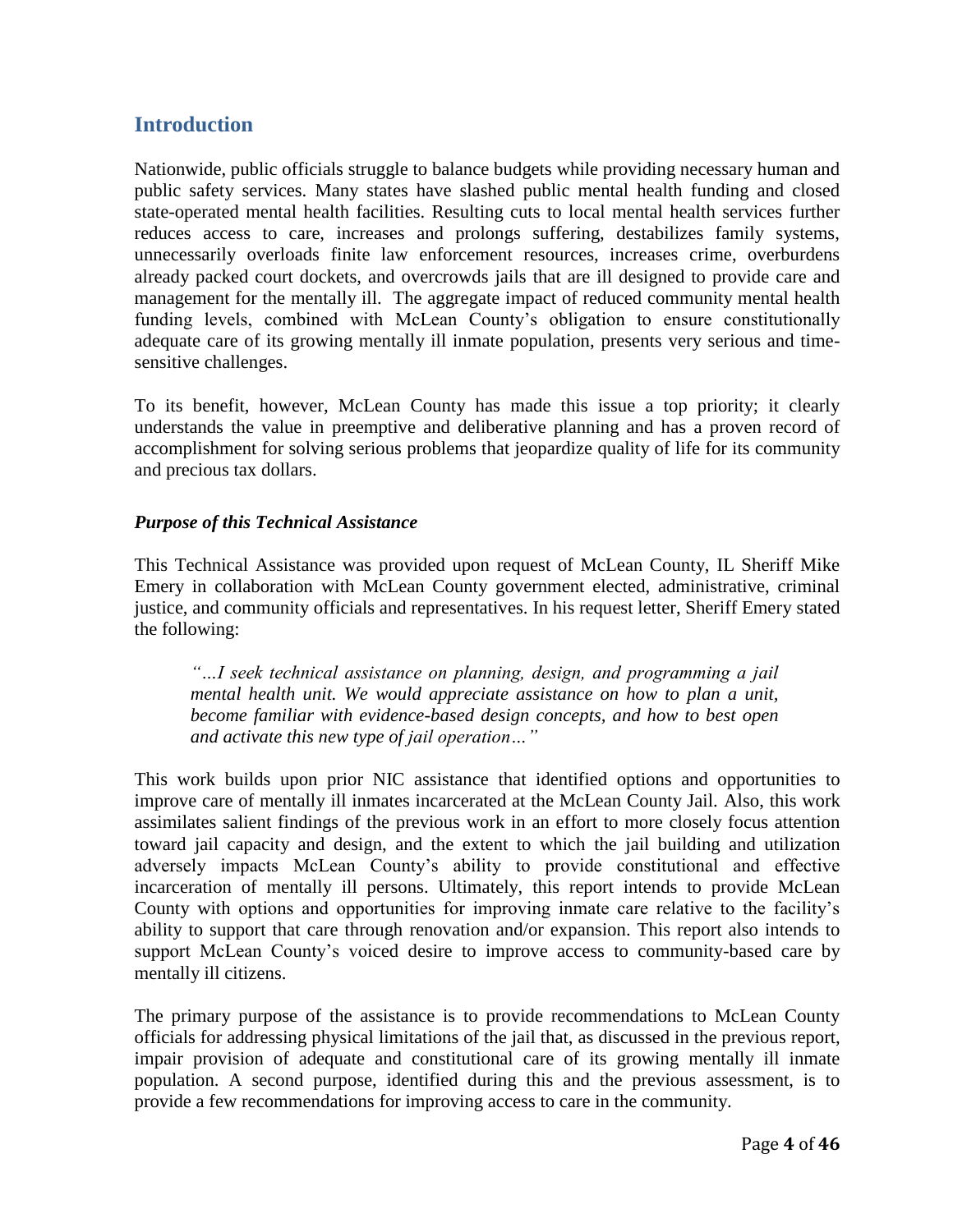## Introduction

Nationwide, public officials struggle to balance budgets while providing necessary human and public safety services. Many states have slashed public mental health funding and closed state-operated mental health facilities. Resulting cuts to local mental health services further reduces access to care, increases and prolongs suffering, destabilizes family systems, unnecessarily overloads finite law enforcement resources, increases crime, overburdens already packed court dockets, and overcrowds jails that are ill designed to provide care and management for the mentally ill. The aggregate impact of reduced community mental health funding levels, combined with McLean County's obligation to ensure constitutionally adequate care of its growing mentally ill inmate population, presents very serious and time-sensitive challenges.

To its benefit, however, McLean County has made this issue a top priority; it clearly understands the value in preemptive and deliberative planning and has a proven record of accomplishment for solving serious problems that jeopardize quality of life for its community and precious tax dollars.

### *Purpose of this Technical Assistance*

This Technical Assistance was provided upon request of McLean County, IL Sheriff Mike Emery in collaboration with McLean County government elected, administrative, criminal justice, and community officials and representatives. In his request letter, Sheriff Emery stated the following:

> *"…I seek technical assistance on planning, design, and programming a jail mental health unit. We would appreciate assistance on how to plan a unit, become familiar with evidence-based design concepts, and how to best open and activate this new type of jail operation…"*

This work builds upon prior NIC assistance that identified options and opportunities to improve care of mentally ill inmates incarcerated at the McLean County Jail. Also, this work assimilates salient findings of the previous work in an effort to more closely focus attention toward jail capacity and design, and the extent to which the jail building and utilization adversely impacts McLean County's ability to provide constitutional and effective incarceration of mentally ill persons. Ultimately, this report intends to provide McLean County with options and opportunities for improving inmate care relative to the facility's ability to support that care through renovation and/or expansion. This report also intends to support McLean County's voiced desire to improve access to community-based care by mentally ill citizens.

The primary purpose of the assistance is to provide recommendations to McLean County officials for addressing physical limitations of the jail that, as discussed in the previous report, impair provision of adequate and constitutional care of its growing mentally ill inmate population. A second purpose, identified during this and the previous assessment, is to provide a few recommendations for improving access to care in the community.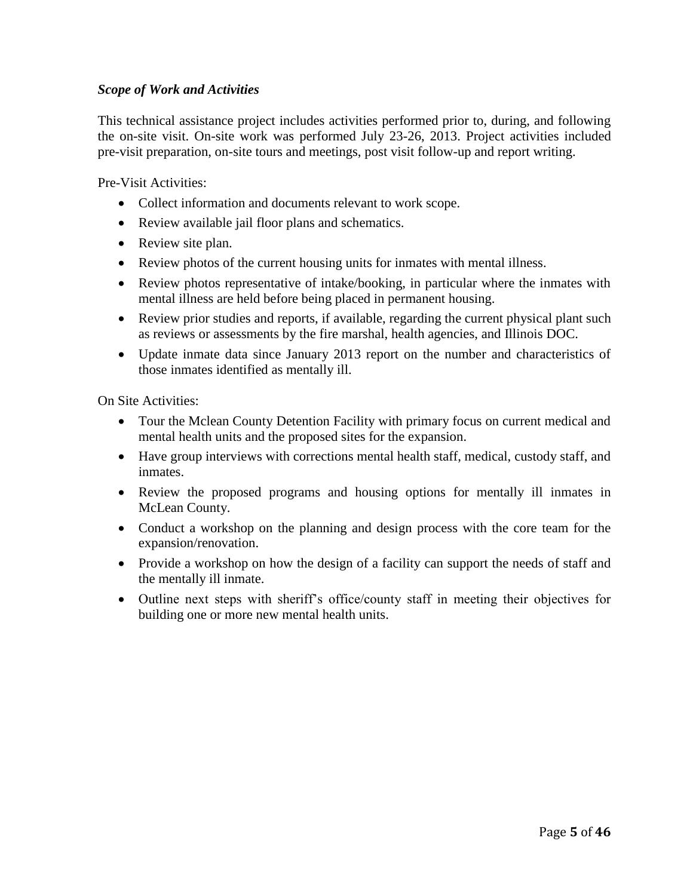***Scope of Work and Activities***

This technical assistance project includes activities performed prior to, during, and following the on-site visit. On-site work was performed July 23-26, 2013. Project activities included pre-visit preparation, on-site tours and meetings, post visit follow-up and report writing.

Pre-Visit Activities:

- Collect information and documents relevant to work scope.
- Review available jail floor plans and schematics.
- Review site plan.
- Review photos of the current housing units for inmates with mental illness.
- Review photos representative of intake/booking, in particular where the inmates with mental illness are held before being placed in permanent housing.
- Review prior studies and reports, if available, regarding the current physical plant such as reviews or assessments by the fire marshal, health agencies, and Illinois DOC.
- Update inmate data since January 2013 report on the number and characteristics of those inmates identified as mentally ill.

On Site Activities:

- Tour the Mclean County Detention Facility with primary focus on current medical and mental health units and the proposed sites for the expansion.
- Have group interviews with corrections mental health staff, medical, custody staff, and inmates.
- Review the proposed programs and housing options for mentally ill inmates in McLean County.
- Conduct a workshop on the planning and design process with the core team for the expansion/renovation.
- Provide a workshop on how the design of a facility can support the needs of staff and the mentally ill inmate.
- Outline next steps with sheriff's office/county staff in meeting their objectives for building one or more new mental health units.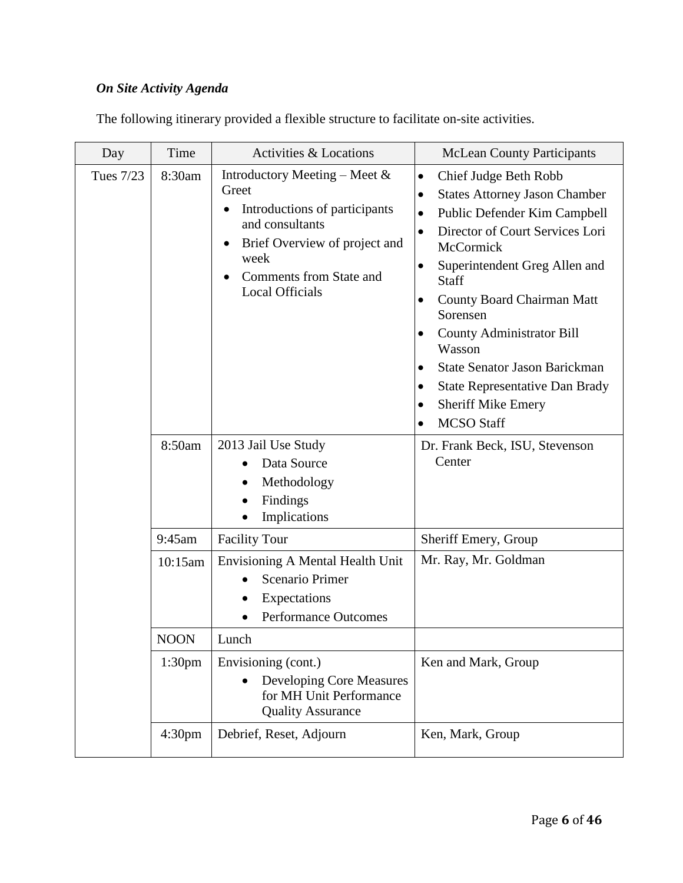*On Site Activity Agenda*

The following itinerary provided a flexible structure to facilitate on-site activities.

| Day | Time | Activities & Locations | McLean County Participants |
|---|---|---|---|
| Tues 7/23 | 8:30am | Introductory Meeting – Meet & Greet<br>• Introductions of participants and consultants<br>• Brief Overview of project and week<br>• Comments from State and Local Officials | • Chief Judge Beth Robb<br>• States Attorney Jason Chamber<br>• Public Defender Kim Campbell<br>• Director of Court Services Lori McCormick<br>• Superintendent Greg Allen and Staff<br>• County Board Chairman Matt Sorensen<br>• County Administrator Bill Wasson<br>• State Senator Jason Barickman<br>• State Representative Dan Brady<br>• Sheriff Mike Emery<br>• MCSO Staff |
| | 8:50am | 2013 Jail Use Study<br>• Data Source<br>• Methodology<br>• Findings<br>• Implications | Dr. Frank Beck, ISU, Stevenson Center |
| | 9:45am | Facility Tour | Sheriff Emery, Group |
| | 10:15am | Envisioning A Mental Health Unit<br>• Scenario Primer<br>• Expectations<br>• Performance Outcomes | Mr. Ray, Mr. Goldman |
| | NOON | Lunch | |
| | 1:30pm | Envisioning (cont.)<br>• Developing Core Measures for MH Unit Performance Quality Assurance | Ken and Mark, Group |
| | 4:30pm | Debrief, Reset, Adjourn | Ken, Mark, Group |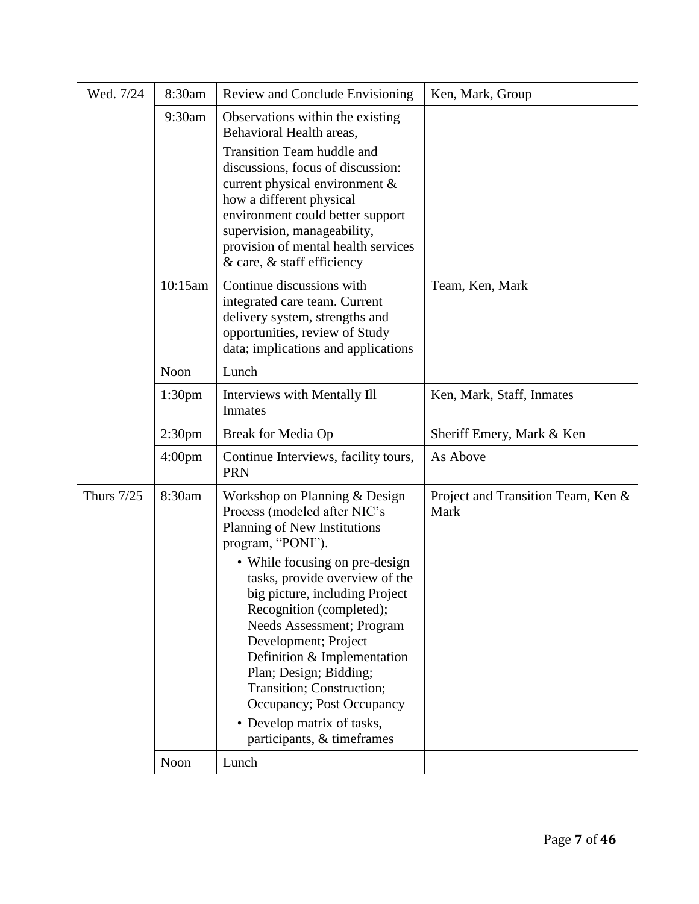| | | | |
|---|---|---|---|
| Wed. 7/24 | 8:30am | Review and Conclude Envisioning | Ken, Mark, Group |
| | 9:30am | Observations within the existing Behavioral Health areas,<br>Transition Team huddle and discussions, focus of discussion: current physical environment & how a different physical environment could better support supervision, manageability, provision of mental health services & care, & staff efficiency | |
| | 10:15am | Continue discussions with integrated care team. Current delivery system, strengths and opportunities, review of Study data; implications and applications | Team, Ken, Mark |
| | Noon | Lunch | |
| | 1:30pm | Interviews with Mentally Ill Inmates | Ken, Mark, Staff, Inmates |
| | 2:30pm | Break for Media Op | Sheriff Emery, Mark & Ken |
| | 4:00pm | Continue Interviews, facility tours, PRN | As Above |
| Thurs 7/25 | 8:30am | Workshop on Planning & Design Process (modeled after NIC's Planning of New Institutions program, "PONI").<br>• While focusing on pre-design tasks, provide overview of the big picture, including Project Recognition (completed); Needs Assessment; Program Development; Project Definition & Implementation Plan; Design; Bidding; Transition; Construction; Occupancy; Post Occupancy<br>• Develop matrix of tasks, participants, & timeframes | Project and Transition Team, Ken & Mark |
| | Noon | Lunch | |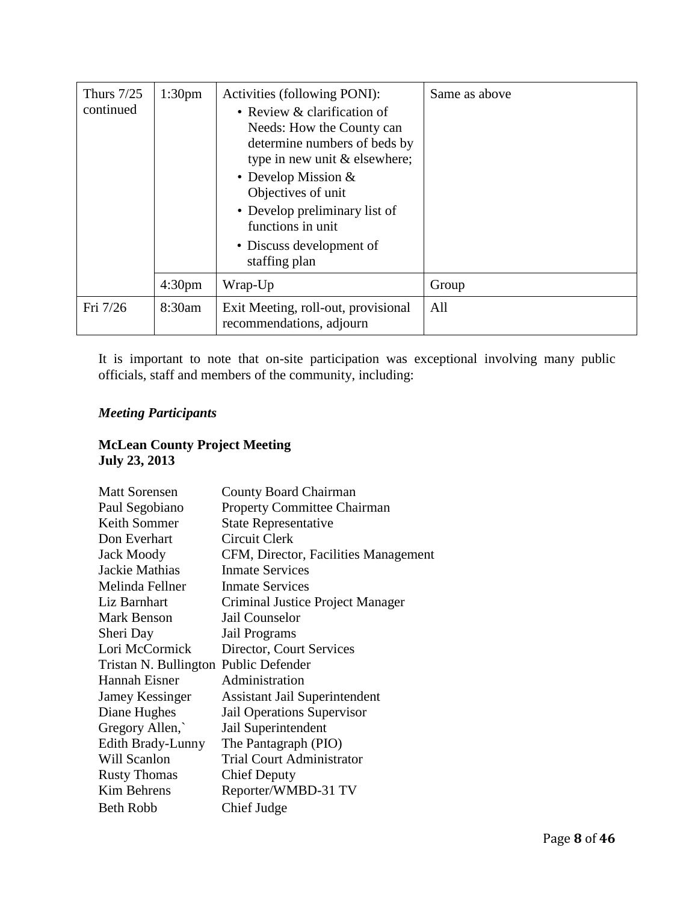| Thurs 7/25 continued | 1:30pm | Activities (following PONI): <br>• Review & clarification of Needs: How the County can determine numbers of beds by type in new unit & elsewhere; <br>• Develop Mission & Objectives of unit <br>• Develop preliminary list of functions in unit <br>• Discuss development of staffing plan | Same as above |
|---|---|---|---|
| | 4:30pm | Wrap-Up | Group |
| Fri 7/26 | 8:30am | Exit Meeting, roll-out, provisional recommendations, adjourn | All |

It is important to note that on-site participation was exceptional involving many public officials, staff and members of the community, including:

### *Meeting Participants*

**McLean County Project Meeting**
**July 23, 2013**

| | |
|---|---|
| Matt Sorensen | County Board Chairman |
| Paul Segobiano | Property Committee Chairman |
| Keith Sommer | State Representative |
| Don Everhart | Circuit Clerk |
| Jack Moody | CFM, Director, Facilities Management |
| Jackie Mathias | Inmate Services |
| Melinda Fellner | Inmate Services |
| Liz Barnhart | Criminal Justice Project Manager |
| Mark Benson | Jail Counselor |
| Sheri Day | Jail Programs |
| Lori McCormick | Director, Court Services |
| Tristan N. Bullington | Public Defender |
| Hannah Eisner | Administration |
| Jamey Kessinger | Assistant Jail Superintendent |
| Diane Hughes | Jail Operations Supervisor |
| Gregory Allen,` | Jail Superintendent |
| Edith Brady-Lunny | The Pantagraph (PIO) |
| Will Scanlon | Trial Court Administrator |
| Rusty Thomas | Chief Deputy |
| Kim Behrens | Reporter/WMBD-31 TV |
| Beth Robb | Chief Judge |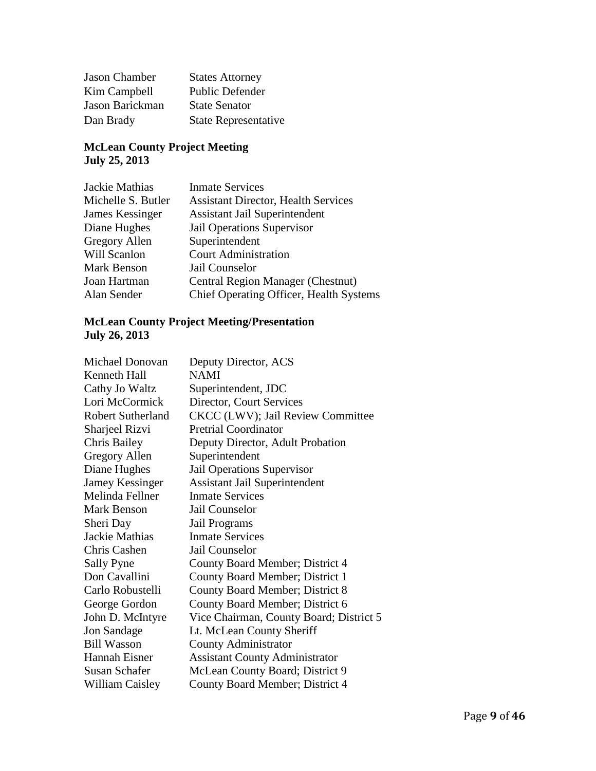| | |
|---|---|
| Jason Chamber | States Attorney |
| Kim Campbell | Public Defender |
| Jason Barickman | State Senator |
| Dan Brady | State Representative |

**McLean County Project Meeting**
**July 25, 2013**

| | |
|---|---|
| Jackie Mathias | Inmate Services |
| Michelle S. Butler | Assistant Director, Health Services |
| James Kessinger | Assistant Jail Superintendent |
| Diane Hughes | Jail Operations Supervisor |
| Gregory Allen | Superintendent |
| Will Scanlon | Court Administration |
| Mark Benson | Jail Counselor |
| Joan Hartman | Central Region Manager (Chestnut) |
| Alan Sender | Chief Operating Officer, Health Systems |

**McLean County Project Meeting/Presentation**
**July 26, 2013**

| | |
|---|---|
| Michael Donovan | Deputy Director, ACS |
| Kenneth Hall | NAMI |
| Cathy Jo Waltz | Superintendent, JDC |
| Lori McCormick | Director, Court Services |
| Robert Sutherland | CKCC (LWV); Jail Review Committee |
| Sharjeel Rizvi | Pretrial Coordinator |
| Chris Bailey | Deputy Director, Adult Probation |
| Gregory Allen | Superintendent |
| Diane Hughes | Jail Operations Supervisor |
| Jamey Kessinger | Assistant Jail Superintendent |
| Melinda Fellner | Inmate Services |
| Mark Benson | Jail Counselor |
| Sheri Day | Jail Programs |
| Jackie Mathias | Inmate Services |
| Chris Cashen | Jail Counselor |
| Sally Pyne | County Board Member; District 4 |
| Don Cavallini | County Board Member; District 1 |
| Carlo Robustelli | County Board Member; District 8 |
| George Gordon | County Board Member; District 6 |
| John D. McIntyre | Vice Chairman, County Board; District 5 |
| Jon Sandage | Lt. McLean County Sheriff |
| Bill Wasson | County Administrator |
| Hannah Eisner | Assistant County Administrator |
| Susan Schafer | McLean County Board; District 9 |
| William Caisley | County Board Member; District 4 |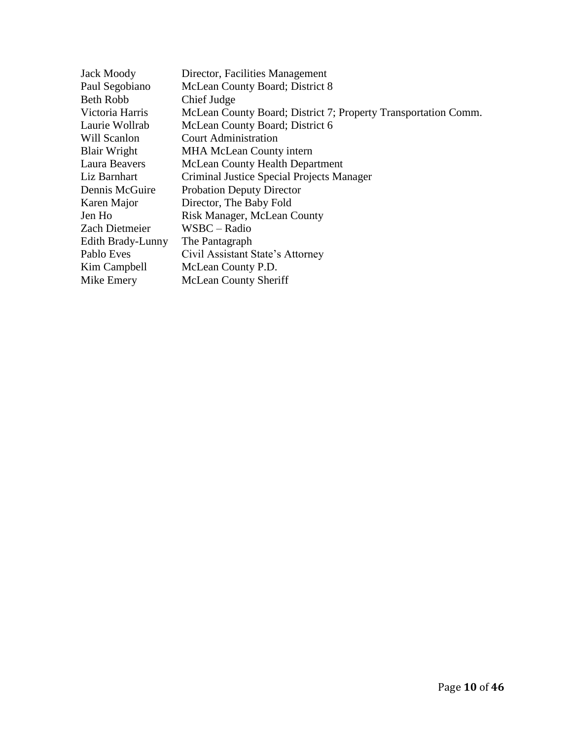| | |
|---|---|
| Jack Moody | Director, Facilities Management |
| Paul Segobiano | McLean County Board; District 8 |
| Beth Robb | Chief Judge |
| Victoria Harris | McLean County Board; District 7; Property Transportation Comm. |
| Laurie Wollrab | McLean County Board; District 6 |
| Will Scanlon | Court Administration |
| Blair Wright | MHA McLean County intern |
| Laura Beavers | McLean County Health Department |
| Liz Barnhart | Criminal Justice Special Projects Manager |
| Dennis McGuire | Probation Deputy Director |
| Karen Major | Director, The Baby Fold |
| Jen Ho | Risk Manager, McLean County |
| Zach Dietmeier | WSBC – Radio |
| Edith Brady-Lunny | The Pantagraph |
| Pablo Eves | Civil Assistant State's Attorney |
| Kim Campbell | McLean County P.D. |
| Mike Emery | McLean County Sheriff |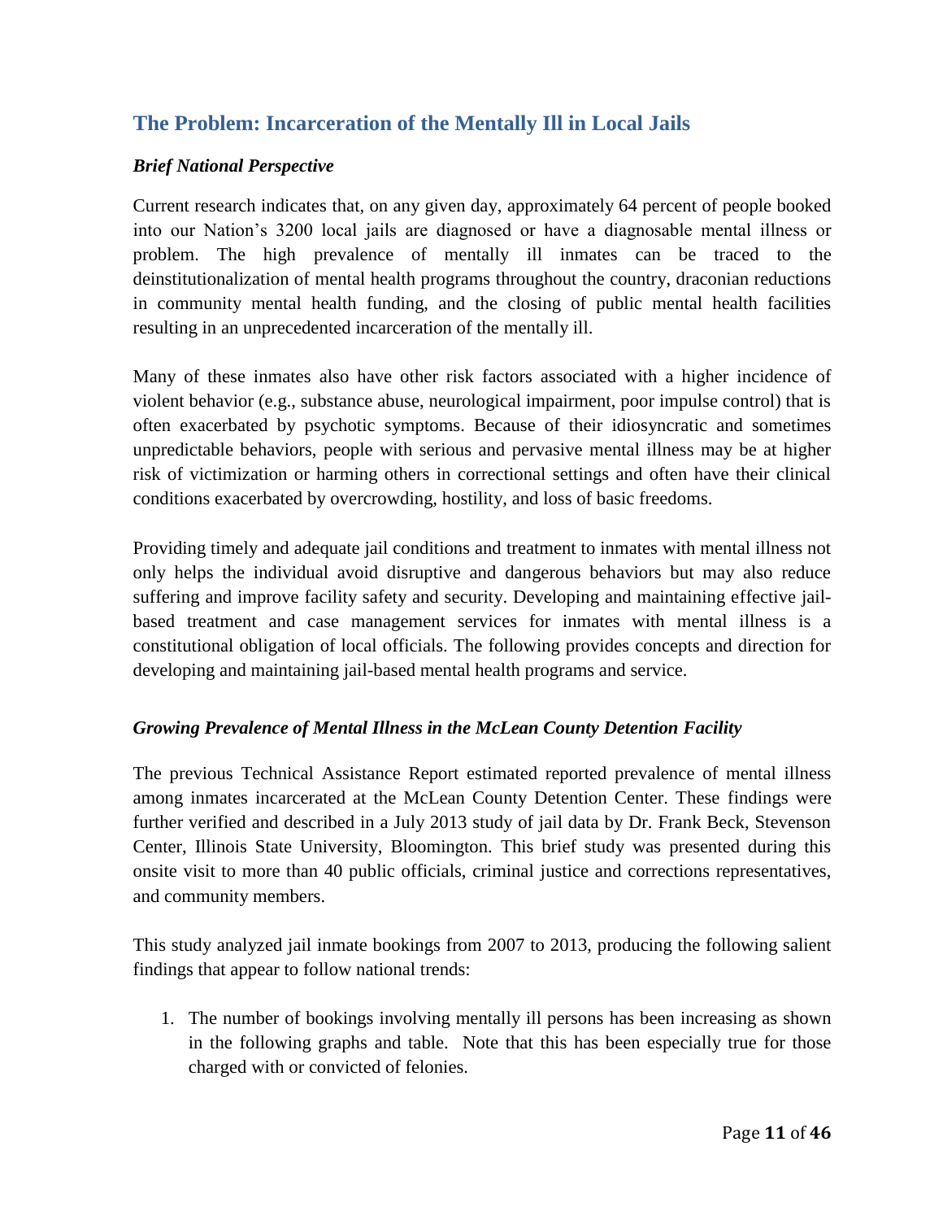## The Problem: Incarceration of the Mentally Ill in Local Jails

### *Brief National Perspective*

Current research indicates that, on any given day, approximately 64 percent of people booked into our Nation's 3200 local jails are diagnosed or have a diagnosable mental illness or problem. The high prevalence of mentally ill inmates can be traced to the deinstitutionalization of mental health programs throughout the country, draconian reductions in community mental health funding, and the closing of public mental health facilities resulting in an unprecedented incarceration of the mentally ill.

Many of these inmates also have other risk factors associated with a higher incidence of violent behavior (e.g., substance abuse, neurological impairment, poor impulse control) that is often exacerbated by psychotic symptoms. Because of their idiosyncratic and sometimes unpredictable behaviors, people with serious and pervasive mental illness may be at higher risk of victimization or harming others in correctional settings and often have their clinical conditions exacerbated by overcrowding, hostility, and loss of basic freedoms.

Providing timely and adequate jail conditions and treatment to inmates with mental illness not only helps the individual avoid disruptive and dangerous behaviors but may also reduce suffering and improve facility safety and security. Developing and maintaining effective jail-based treatment and case management services for inmates with mental illness is a constitutional obligation of local officials. The following provides concepts and direction for developing and maintaining jail-based mental health programs and service.

### *Growing Prevalence of Mental Illness in the McLean County Detention Facility*

The previous Technical Assistance Report estimated reported prevalence of mental illness among inmates incarcerated at the McLean County Detention Center. These findings were further verified and described in a July 2013 study of jail data by Dr. Frank Beck, Stevenson Center, Illinois State University, Bloomington. This brief study was presented during this onsite visit to more than 40 public officials, criminal justice and corrections representatives, and community members.

This study analyzed jail inmate bookings from 2007 to 2013, producing the following salient findings that appear to follow national trends:

1. The number of bookings involving mentally ill persons has been increasing as shown in the following graphs and table. Note that this has been especially true for those charged with or convicted of felonies.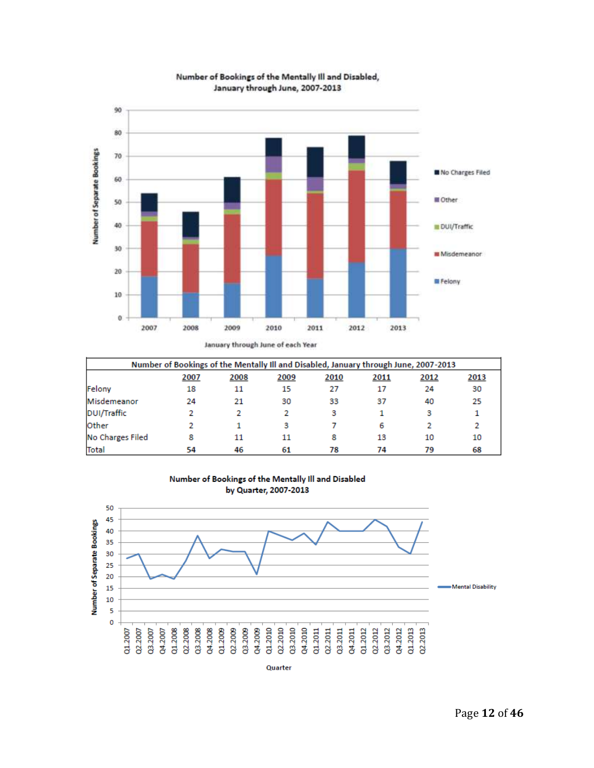**Number of Bookings of the Mentally Ill and Disabled, January through June, 2007-2013**

| Number of Bookings of the Mentally Ill and Disabled, January through June, 2007-2013 | | | | | | | |
|---|---|---|---|---|---|---|---|
| | 2007 | 2008 | 2009 | 2010 | 2011 | 2012 | 2013 |
| Felony | 18 | 11 | 15 | 27 | 17 | 24 | 30 |
| Misdemeanor | 24 | 21 | 30 | 33 | 37 | 40 | 25 |
| DUI/Traffic | 2 | 2 | 2 | 3 | 1 | 3 | 1 |
| Other | 2 | 1 | 3 | 7 | 6 | 2 | 2 |
| No Charges Filed | 8 | 11 | 11 | 8 | 13 | 10 | 10 |
| Total | 54 | 46 | 61 | 78 | 74 | 79 | 68 |

**Number of Bookings of the Mentally Ill and Disabled by Quarter, 2007-2013**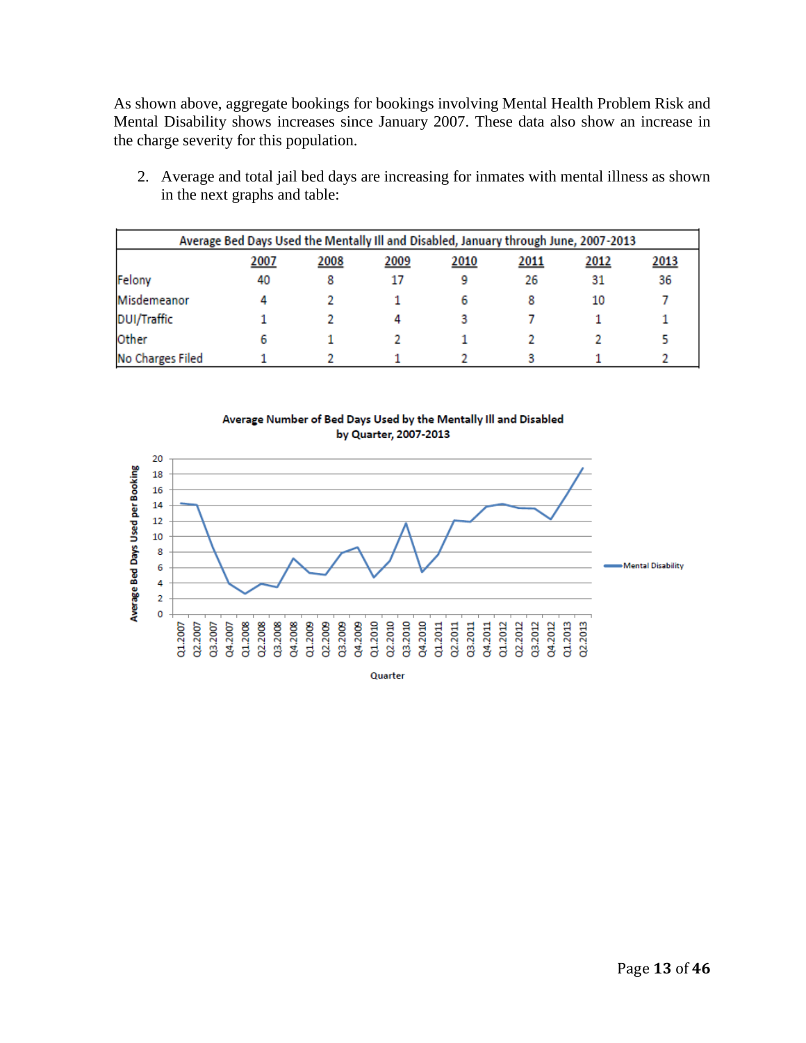As shown above, aggregate bookings for bookings involving Mental Health Problem Risk and Mental Disability shows increases since January 2007. These data also show an increase in the charge severity for this population.

2. Average and total jail bed days are increasing for inmates with mental illness as shown in the next graphs and table:

| Average Bed Days Used the Mentally Ill and Disabled, January through June, 2007-2013 | | | | | | | |
|---|---|---|---|---|---|---|---|
| | 2007 | 2008 | 2009 | 2010 | 2011 | 2012 | 2013 |
| Felony | 40 | 8 | 17 | 9 | 26 | 31 | 36 |
| Misdemeanor | 4 | 2 | 1 | 6 | 8 | 10 | 7 |
| DUI/Traffic | 1 | 2 | 4 | 3 | 7 | 1 | 1 |
| Other | 6 | 1 | 2 | 1 | 2 | 2 | 5 |
| No Charges Filed | 1 | 2 | 1 | 2 | 3 | 1 | 2 |

Average Number of Bed Days Used by the Mentally Ill and Disabled by Quarter, 2007-2013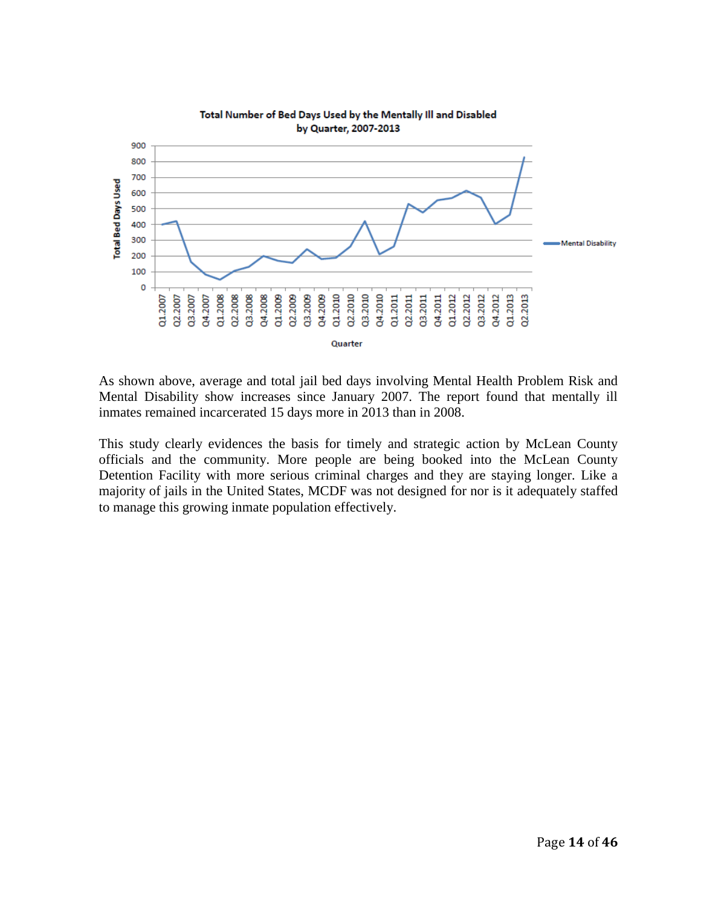As shown above, average and total jail bed days involving Mental Health Problem Risk and Mental Disability show increases since January 2007. The report found that mentally ill inmates remained incarcerated 15 days more in 2013 than in 2008.

This study clearly evidences the basis for timely and strategic action by McLean County officials and the community. More people are being booked into the McLean County Detention Facility with more serious criminal charges and they are staying longer. Like a majority of jails in the United States, MCDF was not designed for nor is it adequately staffed to manage this growing inmate population effectively.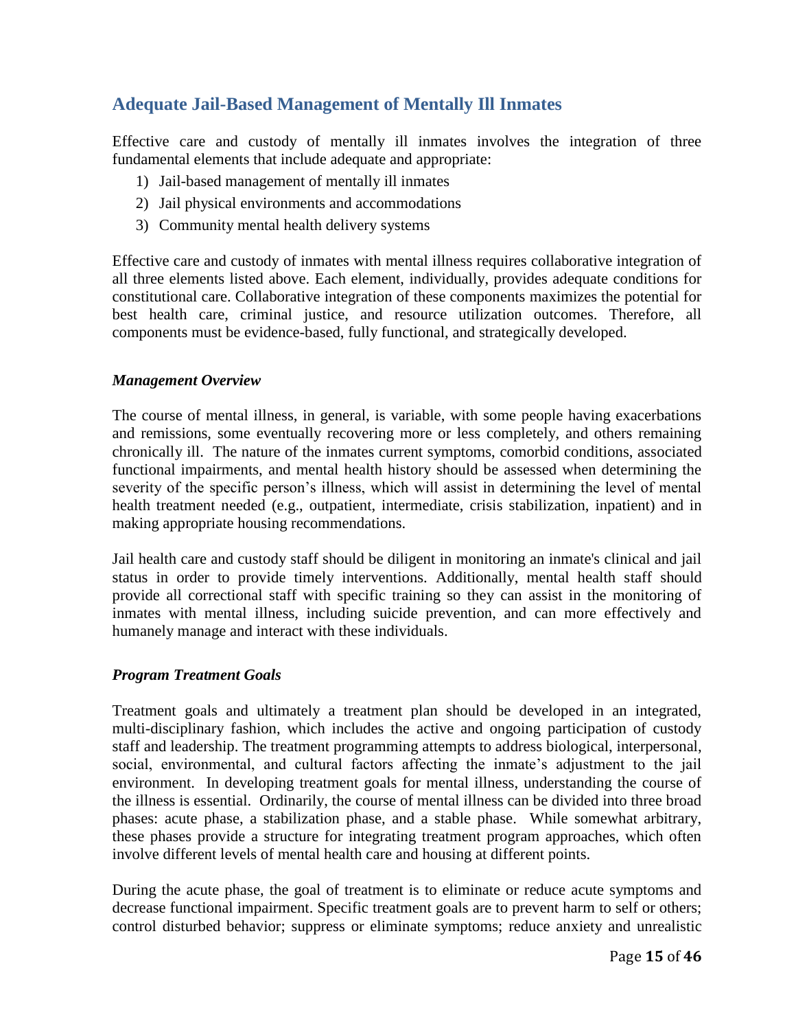## Adequate Jail-Based Management of Mentally Ill Inmates

Effective care and custody of mentally ill inmates involves the integration of three fundamental elements that include adequate and appropriate:

1) Jail-based management of mentally ill inmates
2) Jail physical environments and accommodations
3) Community mental health delivery systems

Effective care and custody of inmates with mental illness requires collaborative integration of all three elements listed above. Each element, individually, provides adequate conditions for constitutional care. Collaborative integration of these components maximizes the potential for best health care, criminal justice, and resource utilization outcomes. Therefore, all components must be evidence-based, fully functional, and strategically developed.

### *Management Overview*

The course of mental illness, in general, is variable, with some people having exacerbations and remissions, some eventually recovering more or less completely, and others remaining chronically ill. The nature of the inmates current symptoms, comorbid conditions, associated functional impairments, and mental health history should be assessed when determining the severity of the specific person's illness, which will assist in determining the level of mental health treatment needed (e.g., outpatient, intermediate, crisis stabilization, inpatient) and in making appropriate housing recommendations.

Jail health care and custody staff should be diligent in monitoring an inmate's clinical and jail status in order to provide timely interventions. Additionally, mental health staff should provide all correctional staff with specific training so they can assist in the monitoring of inmates with mental illness, including suicide prevention, and can more effectively and humanely manage and interact with these individuals.

### *Program Treatment Goals*

Treatment goals and ultimately a treatment plan should be developed in an integrated, multi-disciplinary fashion, which includes the active and ongoing participation of custody staff and leadership. The treatment programming attempts to address biological, interpersonal, social, environmental, and cultural factors affecting the inmate's adjustment to the jail environment. In developing treatment goals for mental illness, understanding the course of the illness is essential. Ordinarily, the course of mental illness can be divided into three broad phases: acute phase, a stabilization phase, and a stable phase. While somewhat arbitrary, these phases provide a structure for integrating treatment program approaches, which often involve different levels of mental health care and housing at different points.

During the acute phase, the goal of treatment is to eliminate or reduce acute symptoms and decrease functional impairment. Specific treatment goals are to prevent harm to self or others; control disturbed behavior; suppress or eliminate symptoms; reduce anxiety and unrealistic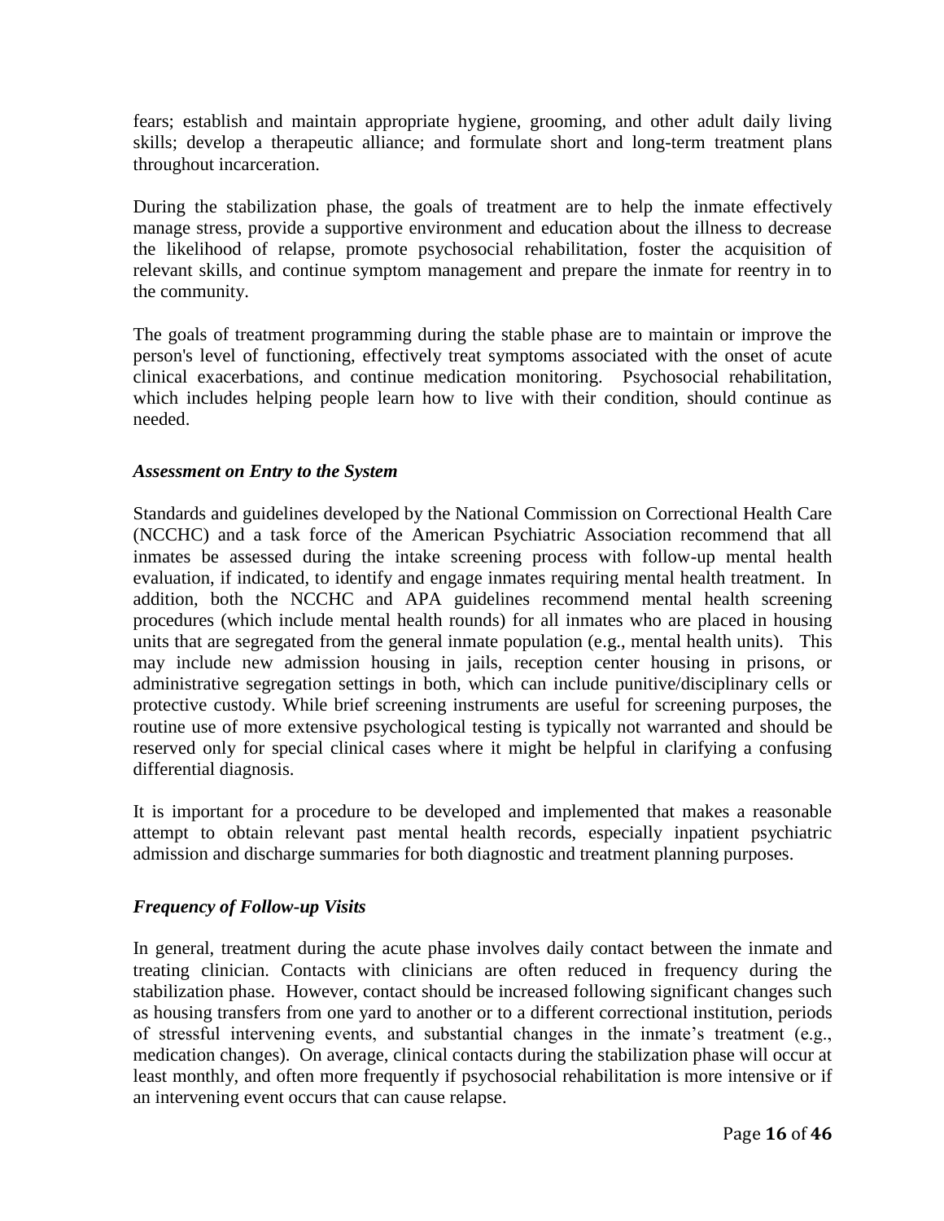fears; establish and maintain appropriate hygiene, grooming, and other adult daily living skills; develop a therapeutic alliance; and formulate short and long-term treatment plans throughout incarceration.

During the stabilization phase, the goals of treatment are to help the inmate effectively manage stress, provide a supportive environment and education about the illness to decrease the likelihood of relapse, promote psychosocial rehabilitation, foster the acquisition of relevant skills, and continue symptom management and prepare the inmate for reentry in to the community.

The goals of treatment programming during the stable phase are to maintain or improve the person's level of functioning, effectively treat symptoms associated with the onset of acute clinical exacerbations, and continue medication monitoring. Psychosocial rehabilitation, which includes helping people learn how to live with their condition, should continue as needed.

### *Assessment on Entry to the System*

Standards and guidelines developed by the National Commission on Correctional Health Care (NCCHC) and a task force of the American Psychiatric Association recommend that all inmates be assessed during the intake screening process with follow-up mental health evaluation, if indicated, to identify and engage inmates requiring mental health treatment. In addition, both the NCCHC and APA guidelines recommend mental health screening procedures (which include mental health rounds) for all inmates who are placed in housing units that are segregated from the general inmate population (e.g., mental health units). This may include new admission housing in jails, reception center housing in prisons, or administrative segregation settings in both, which can include punitive/disciplinary cells or protective custody. While brief screening instruments are useful for screening purposes, the routine use of more extensive psychological testing is typically not warranted and should be reserved only for special clinical cases where it might be helpful in clarifying a confusing differential diagnosis.

It is important for a procedure to be developed and implemented that makes a reasonable attempt to obtain relevant past mental health records, especially inpatient psychiatric admission and discharge summaries for both diagnostic and treatment planning purposes.

### *Frequency of Follow-up Visits*

In general, treatment during the acute phase involves daily contact between the inmate and treating clinician. Contacts with clinicians are often reduced in frequency during the stabilization phase. However, contact should be increased following significant changes such as housing transfers from one yard to another or to a different correctional institution, periods of stressful intervening events, and substantial changes in the inmate's treatment (e.g., medication changes). On average, clinical contacts during the stabilization phase will occur at least monthly, and often more frequently if psychosocial rehabilitation is more intensive or if an intervening event occurs that can cause relapse.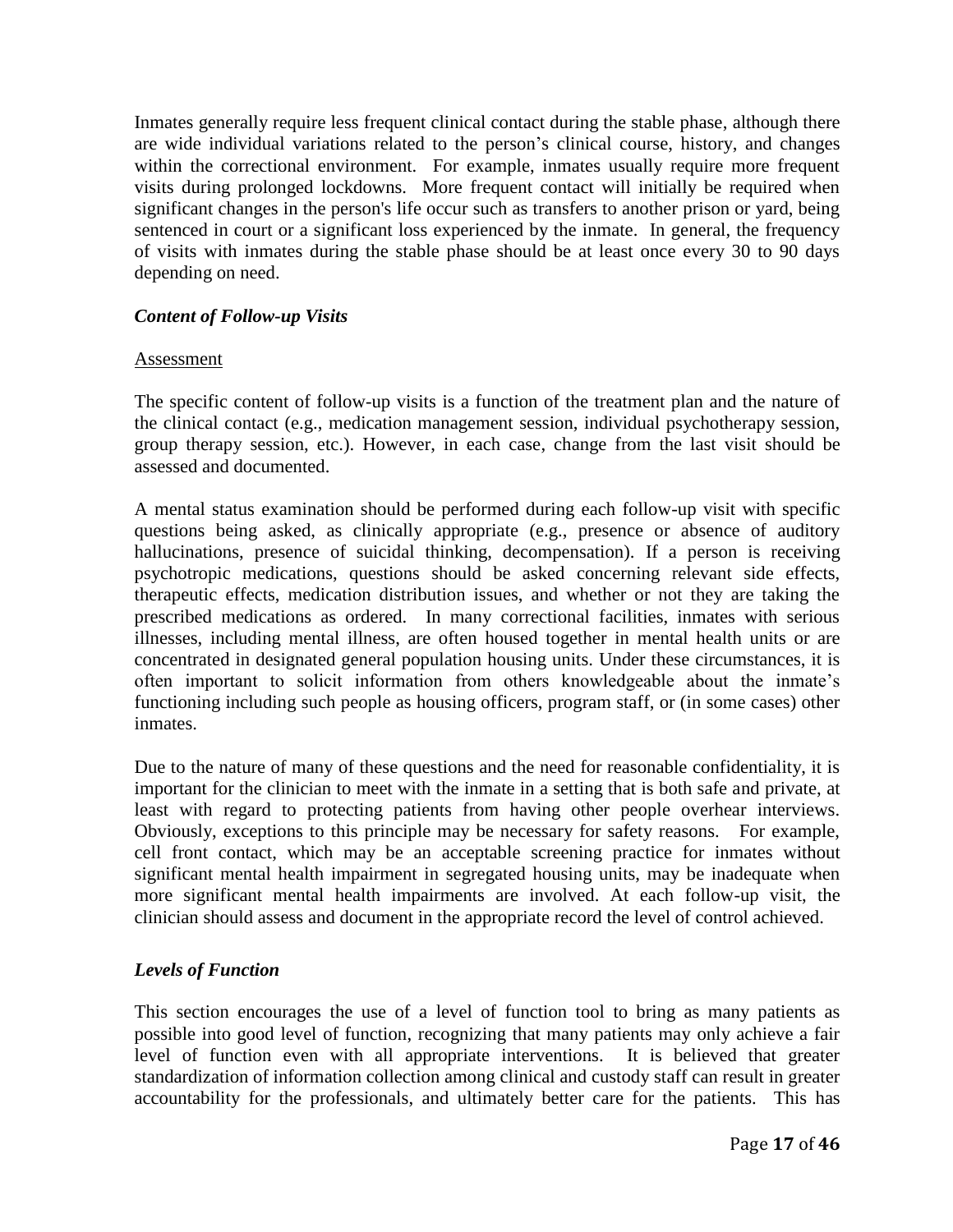Inmates generally require less frequent clinical contact during the stable phase, although there are wide individual variations related to the person's clinical course, history, and changes within the correctional environment. For example, inmates usually require more frequent visits during prolonged lockdowns. More frequent contact will initially be required when significant changes in the person's life occur such as transfers to another prison or yard, being sentenced in court or a significant loss experienced by the inmate. In general, the frequency of visits with inmates during the stable phase should be at least once every 30 to 90 days depending on need.

### *Content of Follow-up Visits*

<u>Assessment</u>

The specific content of follow-up visits is a function of the treatment plan and the nature of the clinical contact (e.g., medication management session, individual psychotherapy session, group therapy session, etc.). However, in each case, change from the last visit should be assessed and documented.

A mental status examination should be performed during each follow-up visit with specific questions being asked, as clinically appropriate (e.g., presence or absence of auditory hallucinations, presence of suicidal thinking, decompensation). If a person is receiving psychotropic medications, questions should be asked concerning relevant side effects, therapeutic effects, medication distribution issues, and whether or not they are taking the prescribed medications as ordered. In many correctional facilities, inmates with serious illnesses, including mental illness, are often housed together in mental health units or are concentrated in designated general population housing units. Under these circumstances, it is often important to solicit information from others knowledgeable about the inmate's functioning including such people as housing officers, program staff, or (in some cases) other inmates.

Due to the nature of many of these questions and the need for reasonable confidentiality, it is important for the clinician to meet with the inmate in a setting that is both safe and private, at least with regard to protecting patients from having other people overhear interviews. Obviously, exceptions to this principle may be necessary for safety reasons. For example, cell front contact, which may be an acceptable screening practice for inmates without significant mental health impairment in segregated housing units, may be inadequate when more significant mental health impairments are involved. At each follow-up visit, the clinician should assess and document in the appropriate record the level of control achieved.

### *Levels of Function*

This section encourages the use of a level of function tool to bring as many patients as possible into good level of function, recognizing that many patients may only achieve a fair level of function even with all appropriate interventions. It is believed that greater standardization of information collection among clinical and custody staff can result in greater accountability for the professionals, and ultimately better care for the patients. This has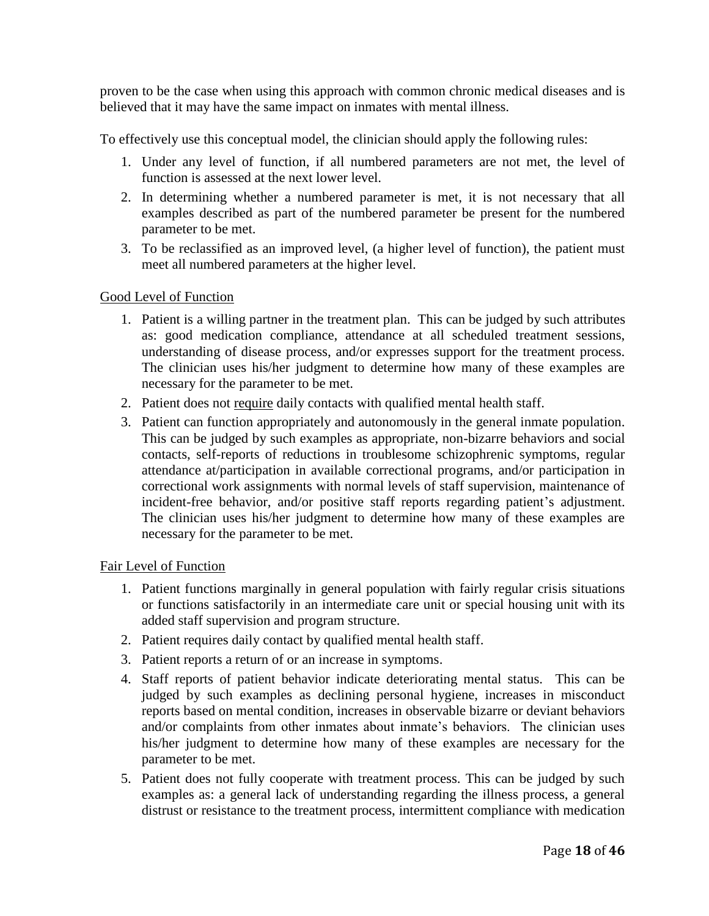proven to be the case when using this approach with common chronic medical diseases and is believed that it may have the same impact on inmates with mental illness.

To effectively use this conceptual model, the clinician should apply the following rules:

1. Under any level of function, if all numbered parameters are not met, the level of function is assessed at the next lower level.
2. In determining whether a numbered parameter is met, it is not necessary that all examples described as part of the numbered parameter be present for the numbered parameter to be met.
3. To be reclassified as an improved level, (a higher level of function), the patient must meet all numbered parameters at the higher level.

<u>Good Level of Function</u>

1. Patient is a willing partner in the treatment plan. This can be judged by such attributes as: good medication compliance, attendance at all scheduled treatment sessions, understanding of disease process, and/or expresses support for the treatment process. The clinician uses his/her judgment to determine how many of these examples are necessary for the parameter to be met.
2. Patient does not <u>require</u> daily contacts with qualified mental health staff.
3. Patient can function appropriately and autonomously in the general inmate population. This can be judged by such examples as appropriate, non-bizarre behaviors and social contacts, self-reports of reductions in troublesome schizophrenic symptoms, regular attendance at/participation in available correctional programs, and/or participation in correctional work assignments with normal levels of staff supervision, maintenance of incident-free behavior, and/or positive staff reports regarding patient's adjustment. The clinician uses his/her judgment to determine how many of these examples are necessary for the parameter to be met.

<u>Fair Level of Function</u>

1. Patient functions marginally in general population with fairly regular crisis situations or functions satisfactorily in an intermediate care unit or special housing unit with its added staff supervision and program structure.
2. Patient requires daily contact by qualified mental health staff.
3. Patient reports a return of or an increase in symptoms.
4. Staff reports of patient behavior indicate deteriorating mental status. This can be judged by such examples as declining personal hygiene, increases in misconduct reports based on mental condition, increases in observable bizarre or deviant behaviors and/or complaints from other inmates about inmate's behaviors. The clinician uses his/her judgment to determine how many of these examples are necessary for the parameter to be met.
5. Patient does not fully cooperate with treatment process. This can be judged by such examples as: a general lack of understanding regarding the illness process, a general distrust or resistance to the treatment process, intermittent compliance with medication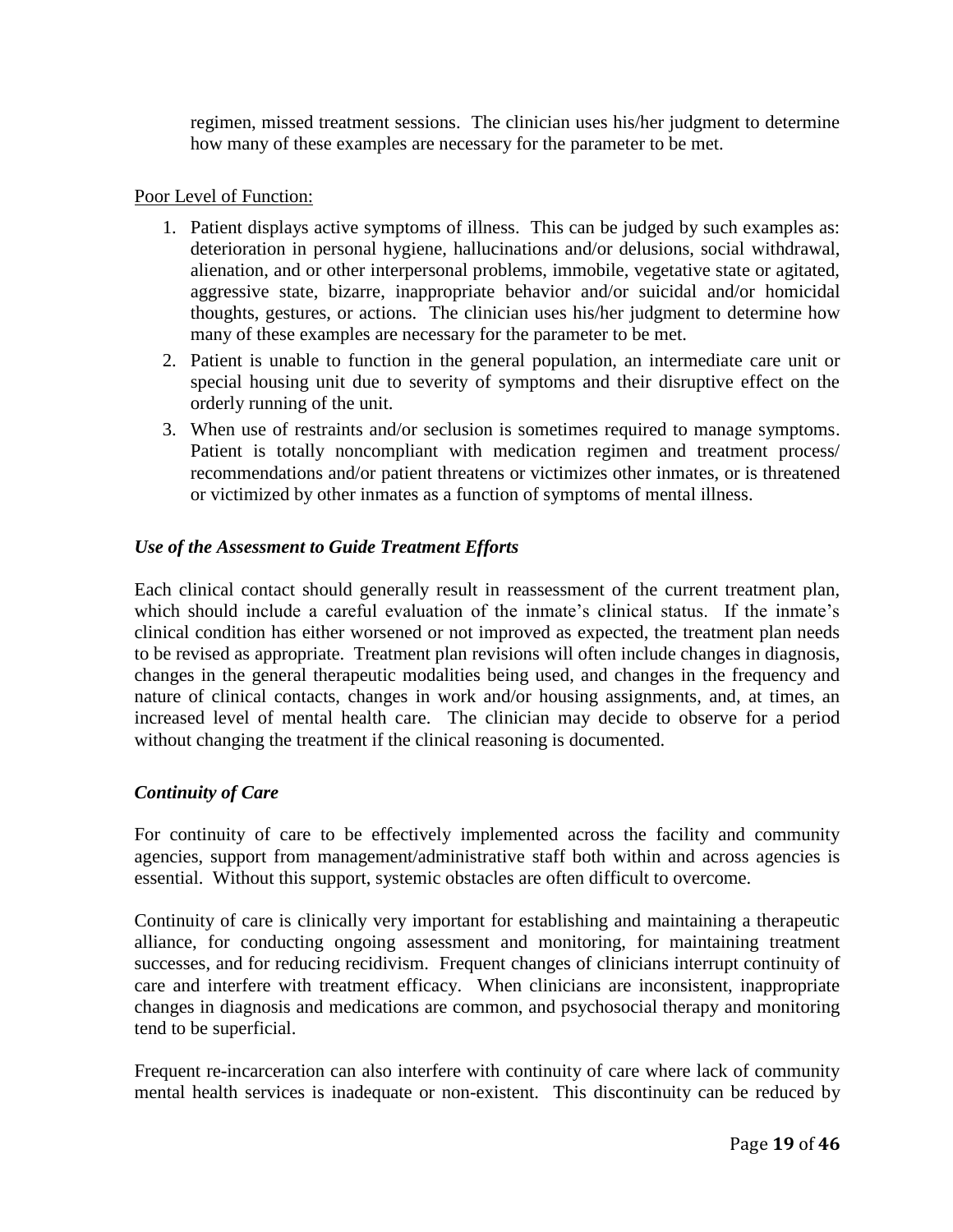regimen, missed treatment sessions. The clinician uses his/her judgment to determine how many of these examples are necessary for the parameter to be met.

<u>Poor Level of Function:</u>

1. Patient displays active symptoms of illness. This can be judged by such examples as: deterioration in personal hygiene, hallucinations and/or delusions, social withdrawal, alienation, and or other interpersonal problems, immobile, vegetative state or agitated, aggressive state, bizarre, inappropriate behavior and/or suicidal and/or homicidal thoughts, gestures, or actions. The clinician uses his/her judgment to determine how many of these examples are necessary for the parameter to be met.
2. Patient is unable to function in the general population, an intermediate care unit or special housing unit due to severity of symptoms and their disruptive effect on the orderly running of the unit.
3. When use of restraints and/or seclusion is sometimes required to manage symptoms. Patient is totally noncompliant with medication regimen and treatment process/ recommendations and/or patient threatens or victimizes other inmates, or is threatened or victimized by other inmates as a function of symptoms of mental illness.

### *Use of the Assessment to Guide Treatment Efforts*

Each clinical contact should generally result in reassessment of the current treatment plan, which should include a careful evaluation of the inmate's clinical status. If the inmate's clinical condition has either worsened or not improved as expected, the treatment plan needs to be revised as appropriate. Treatment plan revisions will often include changes in diagnosis, changes in the general therapeutic modalities being used, and changes in the frequency and nature of clinical contacts, changes in work and/or housing assignments, and, at times, an increased level of mental health care. The clinician may decide to observe for a period without changing the treatment if the clinical reasoning is documented.

### *Continuity of Care*

For continuity of care to be effectively implemented across the facility and community agencies, support from management/administrative staff both within and across agencies is essential. Without this support, systemic obstacles are often difficult to overcome.

Continuity of care is clinically very important for establishing and maintaining a therapeutic alliance, for conducting ongoing assessment and monitoring, for maintaining treatment successes, and for reducing recidivism. Frequent changes of clinicians interrupt continuity of care and interfere with treatment efficacy. When clinicians are inconsistent, inappropriate changes in diagnosis and medications are common, and psychosocial therapy and monitoring tend to be superficial.

Frequent re-incarceration can also interfere with continuity of care where lack of community mental health services is inadequate or non-existent. This discontinuity can be reduced by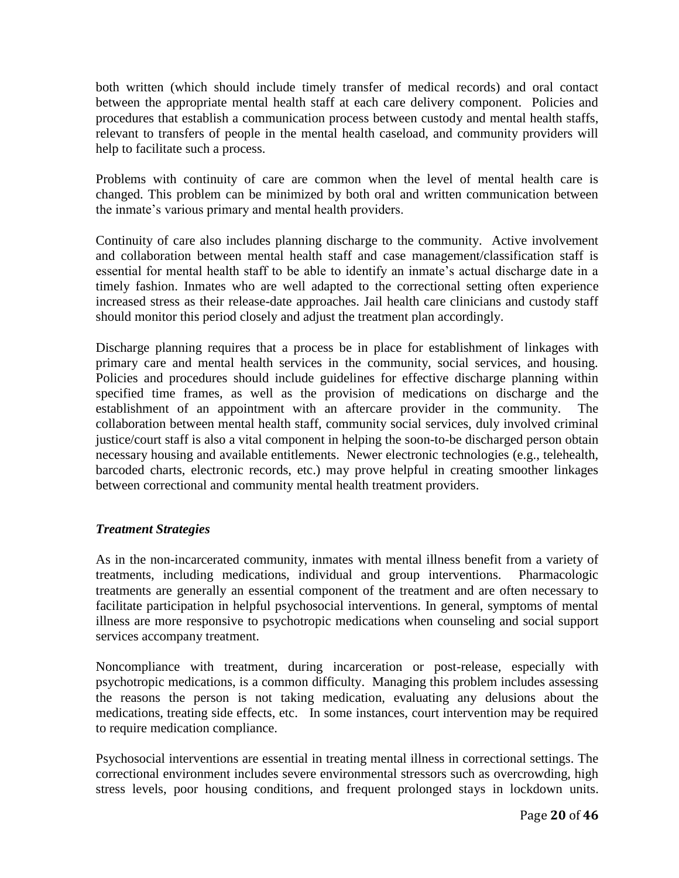both written (which should include timely transfer of medical records) and oral contact between the appropriate mental health staff at each care delivery component. Policies and procedures that establish a communication process between custody and mental health staffs, relevant to transfers of people in the mental health caseload, and community providers will help to facilitate such a process.

Problems with continuity of care are common when the level of mental health care is changed. This problem can be minimized by both oral and written communication between the inmate's various primary and mental health providers.

Continuity of care also includes planning discharge to the community. Active involvement and collaboration between mental health staff and case management/classification staff is essential for mental health staff to be able to identify an inmate's actual discharge date in a timely fashion. Inmates who are well adapted to the correctional setting often experience increased stress as their release-date approaches. Jail health care clinicians and custody staff should monitor this period closely and adjust the treatment plan accordingly.

Discharge planning requires that a process be in place for establishment of linkages with primary care and mental health services in the community, social services, and housing. Policies and procedures should include guidelines for effective discharge planning within specified time frames, as well as the provision of medications on discharge and the establishment of an appointment with an aftercare provider in the community. The collaboration between mental health staff, community social services, duly involved criminal justice/court staff is also a vital component in helping the soon-to-be discharged person obtain necessary housing and available entitlements. Newer electronic technologies (e.g., telehealth, barcoded charts, electronic records, etc.) may prove helpful in creating smoother linkages between correctional and community mental health treatment providers.

### ***Treatment Strategies***

As in the non-incarcerated community, inmates with mental illness benefit from a variety of treatments, including medications, individual and group interventions. Pharmacologic treatments are generally an essential component of the treatment and are often necessary to facilitate participation in helpful psychosocial interventions. In general, symptoms of mental illness are more responsive to psychotropic medications when counseling and social support services accompany treatment.

Noncompliance with treatment, during incarceration or post-release, especially with psychotropic medications, is a common difficulty. Managing this problem includes assessing the reasons the person is not taking medication, evaluating any delusions about the medications, treating side effects, etc. In some instances, court intervention may be required to require medication compliance.

Psychosocial interventions are essential in treating mental illness in correctional settings. The correctional environment includes severe environmental stressors such as overcrowding, high stress levels, poor housing conditions, and frequent prolonged stays in lockdown units.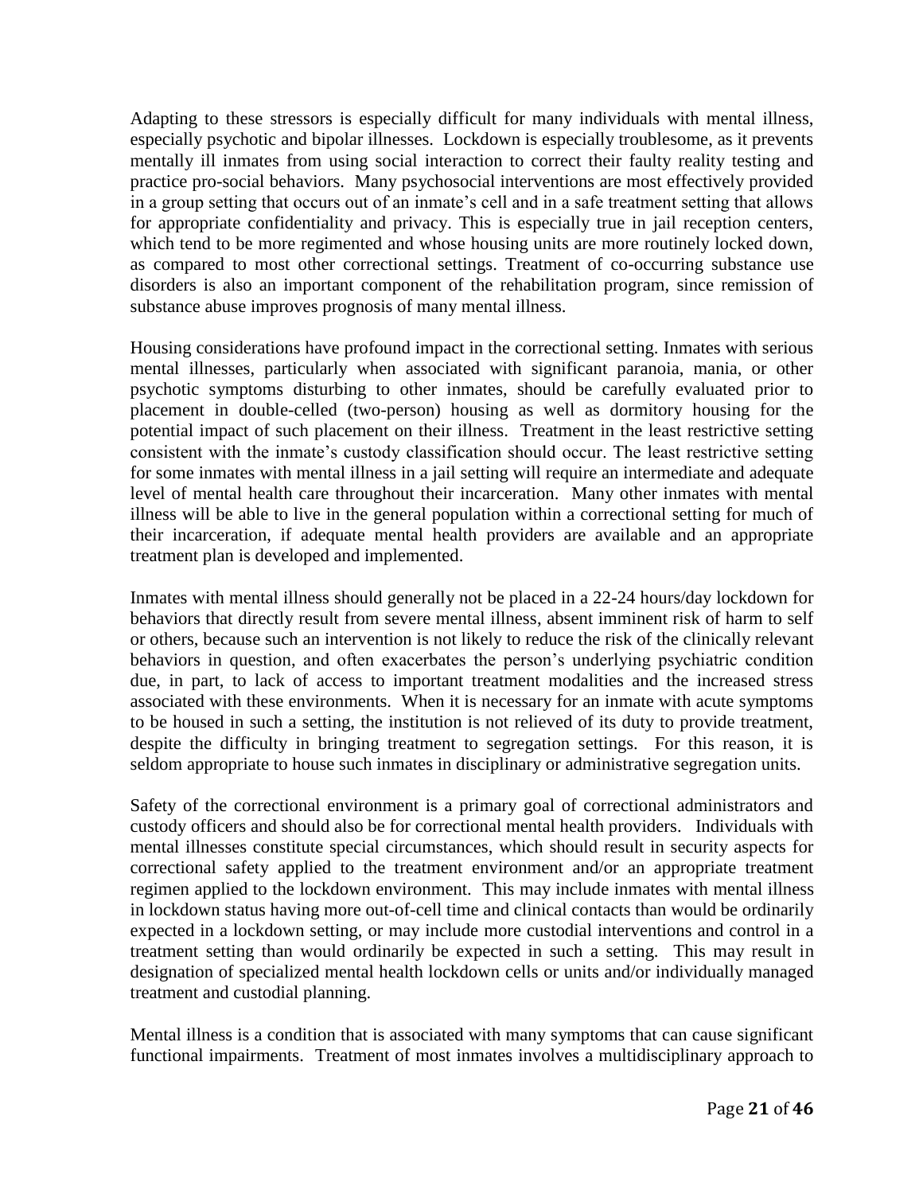Adapting to these stressors is especially difficult for many individuals with mental illness, especially psychotic and bipolar illnesses. Lockdown is especially troublesome, as it prevents mentally ill inmates from using social interaction to correct their faulty reality testing and practice pro-social behaviors. Many psychosocial interventions are most effectively provided in a group setting that occurs out of an inmate's cell and in a safe treatment setting that allows for appropriate confidentiality and privacy. This is especially true in jail reception centers, which tend to be more regimented and whose housing units are more routinely locked down, as compared to most other correctional settings. Treatment of co-occurring substance use disorders is also an important component of the rehabilitation program, since remission of substance abuse improves prognosis of many mental illness.

Housing considerations have profound impact in the correctional setting. Inmates with serious mental illnesses, particularly when associated with significant paranoia, mania, or other psychotic symptoms disturbing to other inmates, should be carefully evaluated prior to placement in double-celled (two-person) housing as well as dormitory housing for the potential impact of such placement on their illness. Treatment in the least restrictive setting consistent with the inmate's custody classification should occur. The least restrictive setting for some inmates with mental illness in a jail setting will require an intermediate and adequate level of mental health care throughout their incarceration. Many other inmates with mental illness will be able to live in the general population within a correctional setting for much of their incarceration, if adequate mental health providers are available and an appropriate treatment plan is developed and implemented.

Inmates with mental illness should generally not be placed in a 22-24 hours/day lockdown for behaviors that directly result from severe mental illness, absent imminent risk of harm to self or others, because such an intervention is not likely to reduce the risk of the clinically relevant behaviors in question, and often exacerbates the person's underlying psychiatric condition due, in part, to lack of access to important treatment modalities and the increased stress associated with these environments. When it is necessary for an inmate with acute symptoms to be housed in such a setting, the institution is not relieved of its duty to provide treatment, despite the difficulty in bringing treatment to segregation settings. For this reason, it is seldom appropriate to house such inmates in disciplinary or administrative segregation units.

Safety of the correctional environment is a primary goal of correctional administrators and custody officers and should also be for correctional mental health providers. Individuals with mental illnesses constitute special circumstances, which should result in security aspects for correctional safety applied to the treatment environment and/or an appropriate treatment regimen applied to the lockdown environment. This may include inmates with mental illness in lockdown status having more out-of-cell time and clinical contacts than would be ordinarily expected in a lockdown setting, or may include more custodial interventions and control in a treatment setting than would ordinarily be expected in such a setting. This may result in designation of specialized mental health lockdown cells or units and/or individually managed treatment and custodial planning.

Mental illness is a condition that is associated with many symptoms that can cause significant functional impairments. Treatment of most inmates involves a multidisciplinary approach to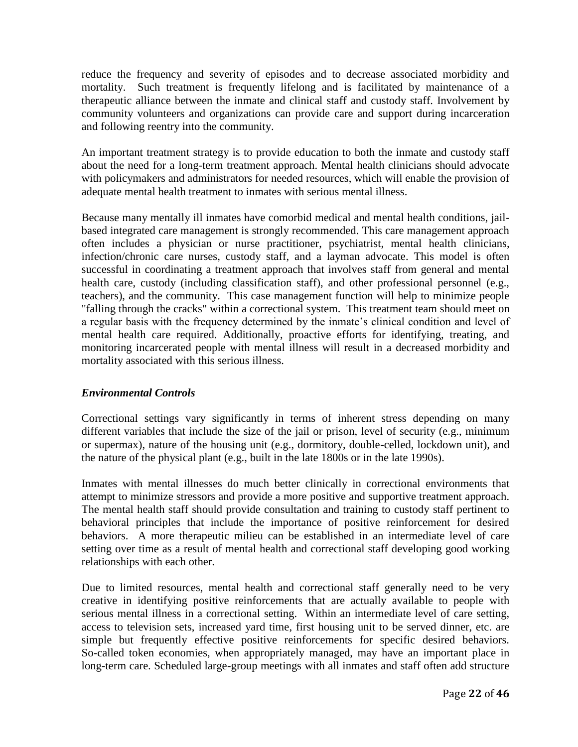reduce the frequency and severity of episodes and to decrease associated morbidity and mortality. Such treatment is frequently lifelong and is facilitated by maintenance of a therapeutic alliance between the inmate and clinical staff and custody staff. Involvement by community volunteers and organizations can provide care and support during incarceration and following reentry into the community.

An important treatment strategy is to provide education to both the inmate and custody staff about the need for a long-term treatment approach. Mental health clinicians should advocate with policymakers and administrators for needed resources, which will enable the provision of adequate mental health treatment to inmates with serious mental illness.

Because many mentally ill inmates have comorbid medical and mental health conditions, jail-based integrated care management is strongly recommended. This care management approach often includes a physician or nurse practitioner, psychiatrist, mental health clinicians, infection/chronic care nurses, custody staff, and a layman advocate. This model is often successful in coordinating a treatment approach that involves staff from general and mental health care, custody (including classification staff), and other professional personnel (e.g., teachers), and the community. This case management function will help to minimize people "falling through the cracks" within a correctional system. This treatment team should meet on a regular basis with the frequency determined by the inmate's clinical condition and level of mental health care required. Additionally, proactive efforts for identifying, treating, and monitoring incarcerated people with mental illness will result in a decreased morbidity and mortality associated with this serious illness.

### *Environmental Controls*

Correctional settings vary significantly in terms of inherent stress depending on many different variables that include the size of the jail or prison, level of security (e.g., minimum or supermax), nature of the housing unit (e.g., dormitory, double-celled, lockdown unit), and the nature of the physical plant (e.g., built in the late 1800s or in the late 1990s).

Inmates with mental illnesses do much better clinically in correctional environments that attempt to minimize stressors and provide a more positive and supportive treatment approach. The mental health staff should provide consultation and training to custody staff pertinent to behavioral principles that include the importance of positive reinforcement for desired behaviors. A more therapeutic milieu can be established in an intermediate level of care setting over time as a result of mental health and correctional staff developing good working relationships with each other.

Due to limited resources, mental health and correctional staff generally need to be very creative in identifying positive reinforcements that are actually available to people with serious mental illness in a correctional setting. Within an intermediate level of care setting, access to television sets, increased yard time, first housing unit to be served dinner, etc. are simple but frequently effective positive reinforcements for specific desired behaviors. So-called token economies, when appropriately managed, may have an important place in long-term care. Scheduled large-group meetings with all inmates and staff often add structure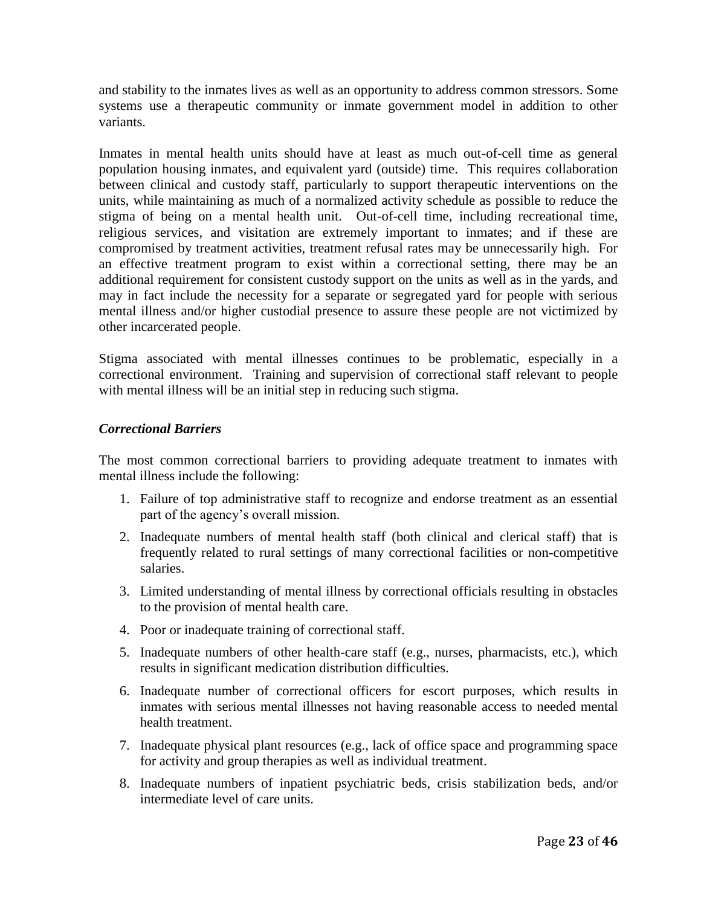and stability to the inmates lives as well as an opportunity to address common stressors. Some systems use a therapeutic community or inmate government model in addition to other variants.

Inmates in mental health units should have at least as much out-of-cell time as general population housing inmates, and equivalent yard (outside) time. This requires collaboration between clinical and custody staff, particularly to support therapeutic interventions on the units, while maintaining as much of a normalized activity schedule as possible to reduce the stigma of being on a mental health unit. Out-of-cell time, including recreational time, religious services, and visitation are extremely important to inmates; and if these are compromised by treatment activities, treatment refusal rates may be unnecessarily high. For an effective treatment program to exist within a correctional setting, there may be an additional requirement for consistent custody support on the units as well as in the yards, and may in fact include the necessity for a separate or segregated yard for people with serious mental illness and/or higher custodial presence to assure these people are not victimized by other incarcerated people.

Stigma associated with mental illnesses continues to be problematic, especially in a correctional environment. Training and supervision of correctional staff relevant to people with mental illness will be an initial step in reducing such stigma.

### *Correctional Barriers*

The most common correctional barriers to providing adequate treatment to inmates with mental illness include the following:

1. Failure of top administrative staff to recognize and endorse treatment as an essential part of the agency's overall mission.
2. Inadequate numbers of mental health staff (both clinical and clerical staff) that is frequently related to rural settings of many correctional facilities or non-competitive salaries.
3. Limited understanding of mental illness by correctional officials resulting in obstacles to the provision of mental health care.
4. Poor or inadequate training of correctional staff.
5. Inadequate numbers of other health-care staff (e.g., nurses, pharmacists, etc.), which results in significant medication distribution difficulties.
6. Inadequate number of correctional officers for escort purposes, which results in inmates with serious mental illnesses not having reasonable access to needed mental health treatment.
7. Inadequate physical plant resources (e.g., lack of office space and programming space for activity and group therapies as well as individual treatment.
8. Inadequate numbers of inpatient psychiatric beds, crisis stabilization beds, and/or intermediate level of care units.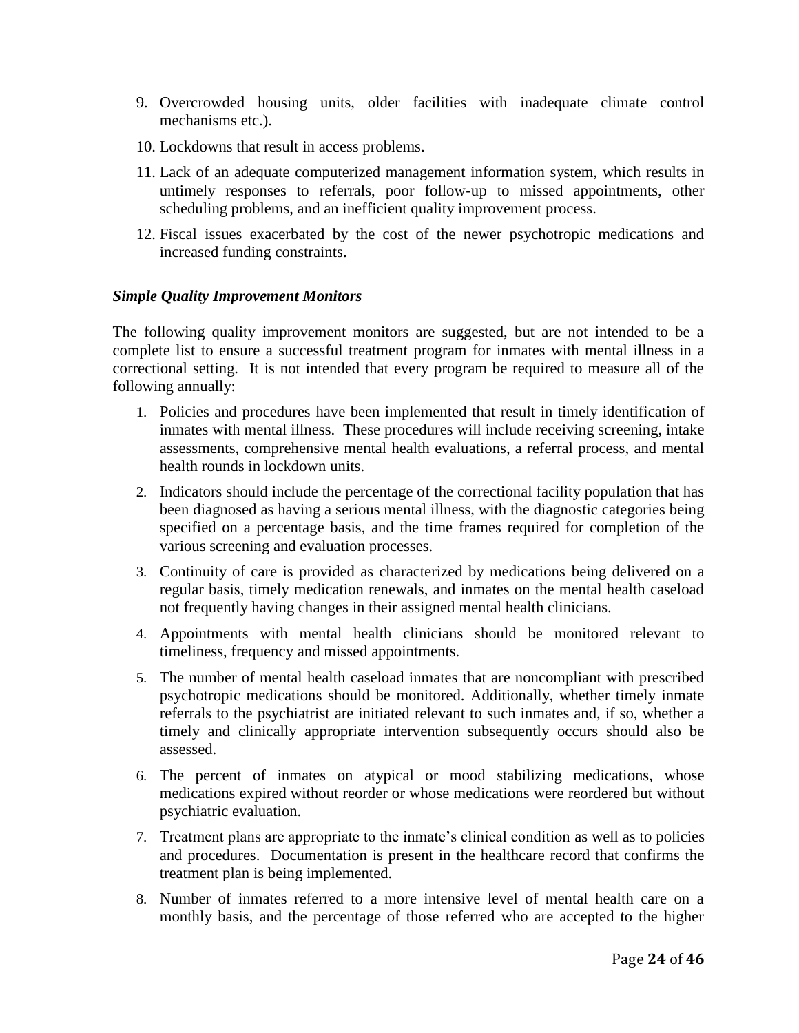9. Overcrowded housing units, older facilities with inadequate climate control mechanisms etc.).
10. Lockdowns that result in access problems.
11. Lack of an adequate computerized management information system, which results in untimely responses to referrals, poor follow-up to missed appointments, other scheduling problems, and an inefficient quality improvement process.
12. Fiscal issues exacerbated by the cost of the newer psychotropic medications and increased funding constraints.

***Simple Quality Improvement Monitors***

The following quality improvement monitors are suggested, but are not intended to be a complete list to ensure a successful treatment program for inmates with mental illness in a correctional setting. It is not intended that every program be required to measure all of the following annually:

1. Policies and procedures have been implemented that result in timely identification of inmates with mental illness. These procedures will include receiving screening, intake assessments, comprehensive mental health evaluations, a referral process, and mental health rounds in lockdown units.
2. Indicators should include the percentage of the correctional facility population that has been diagnosed as having a serious mental illness, with the diagnostic categories being specified on a percentage basis, and the time frames required for completion of the various screening and evaluation processes.
3. Continuity of care is provided as characterized by medications being delivered on a regular basis, timely medication renewals, and inmates on the mental health caseload not frequently having changes in their assigned mental health clinicians.
4. Appointments with mental health clinicians should be monitored relevant to timeliness, frequency and missed appointments.
5. The number of mental health caseload inmates that are noncompliant with prescribed psychotropic medications should be monitored. Additionally, whether timely inmate referrals to the psychiatrist are initiated relevant to such inmates and, if so, whether a timely and clinically appropriate intervention subsequently occurs should also be assessed.
6. The percent of inmates on atypical or mood stabilizing medications, whose medications expired without reorder or whose medications were reordered but without psychiatric evaluation.
7. Treatment plans are appropriate to the inmate's clinical condition as well as to policies and procedures. Documentation is present in the healthcare record that confirms the treatment plan is being implemented.
8. Number of inmates referred to a more intensive level of mental health care on a monthly basis, and the percentage of those referred who are accepted to the higher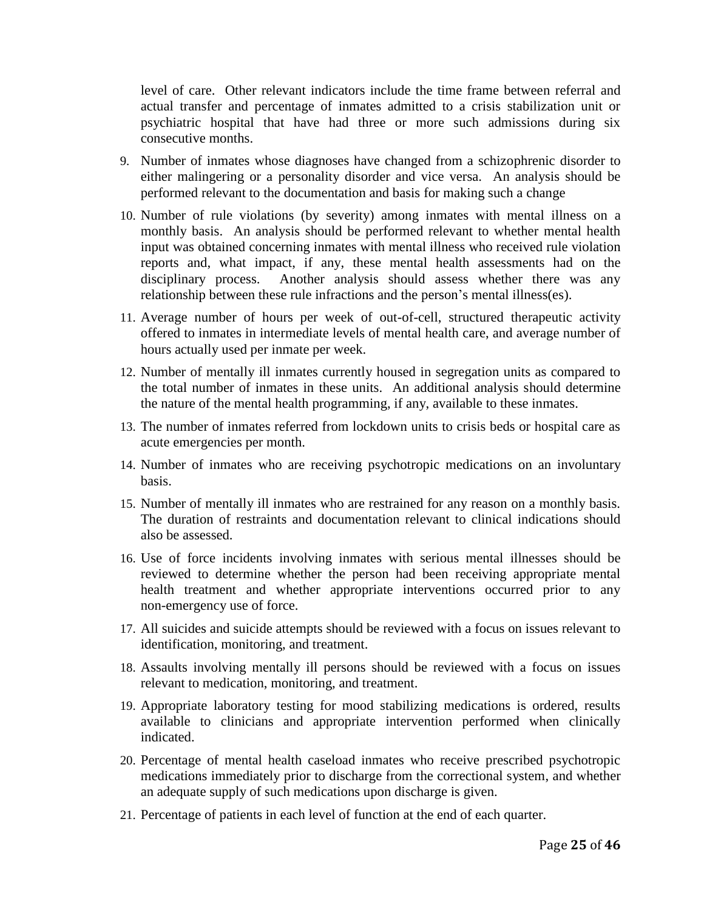level of care. Other relevant indicators include the time frame between referral and actual transfer and percentage of inmates admitted to a crisis stabilization unit or psychiatric hospital that have had three or more such admissions during six consecutive months.

9. Number of inmates whose diagnoses have changed from a schizophrenic disorder to either malingering or a personality disorder and vice versa. An analysis should be performed relevant to the documentation and basis for making such a change

10. Number of rule violations (by severity) among inmates with mental illness on a monthly basis. An analysis should be performed relevant to whether mental health input was obtained concerning inmates with mental illness who received rule violation reports and, what impact, if any, these mental health assessments had on the disciplinary process. Another analysis should assess whether there was any relationship between these rule infractions and the person's mental illness(es).

11. Average number of hours per week of out-of-cell, structured therapeutic activity offered to inmates in intermediate levels of mental health care, and average number of hours actually used per inmate per week.

12. Number of mentally ill inmates currently housed in segregation units as compared to the total number of inmates in these units. An additional analysis should determine the nature of the mental health programming, if any, available to these inmates.

13. The number of inmates referred from lockdown units to crisis beds or hospital care as acute emergencies per month.

14. Number of inmates who are receiving psychotropic medications on an involuntary basis.

15. Number of mentally ill inmates who are restrained for any reason on a monthly basis. The duration of restraints and documentation relevant to clinical indications should also be assessed.

16. Use of force incidents involving inmates with serious mental illnesses should be reviewed to determine whether the person had been receiving appropriate mental health treatment and whether appropriate interventions occurred prior to any non-emergency use of force.

17. All suicides and suicide attempts should be reviewed with a focus on issues relevant to identification, monitoring, and treatment.

18. Assaults involving mentally ill persons should be reviewed with a focus on issues relevant to medication, monitoring, and treatment.

19. Appropriate laboratory testing for mood stabilizing medications is ordered, results available to clinicians and appropriate intervention performed when clinically indicated.

20. Percentage of mental health caseload inmates who receive prescribed psychotropic medications immediately prior to discharge from the correctional system, and whether an adequate supply of such medications upon discharge is given.

21. Percentage of patients in each level of function at the end of each quarter.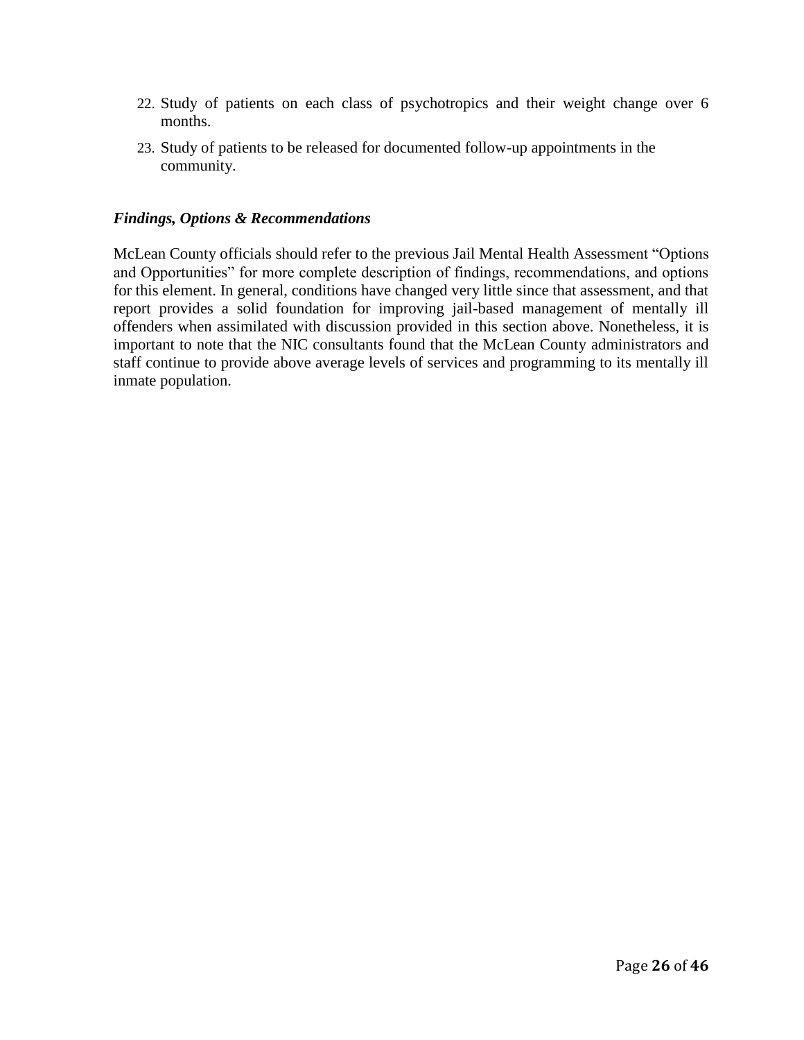22. Study of patients on each class of psychotropics and their weight change over 6 months.
23. Study of patients to be released for documented follow-up appointments in the community.

### *Findings, Options & Recommendations*

McLean County officials should refer to the previous Jail Mental Health Assessment "Options and Opportunities" for more complete description of findings, recommendations, and options for this element. In general, conditions have changed very little since that assessment, and that report provides a solid foundation for improving jail-based management of mentally ill offenders when assimilated with discussion provided in this section above. Nonetheless, it is important to note that the NIC consultants found that the McLean County administrators and staff continue to provide above average levels of services and programming to its mentally ill inmate population.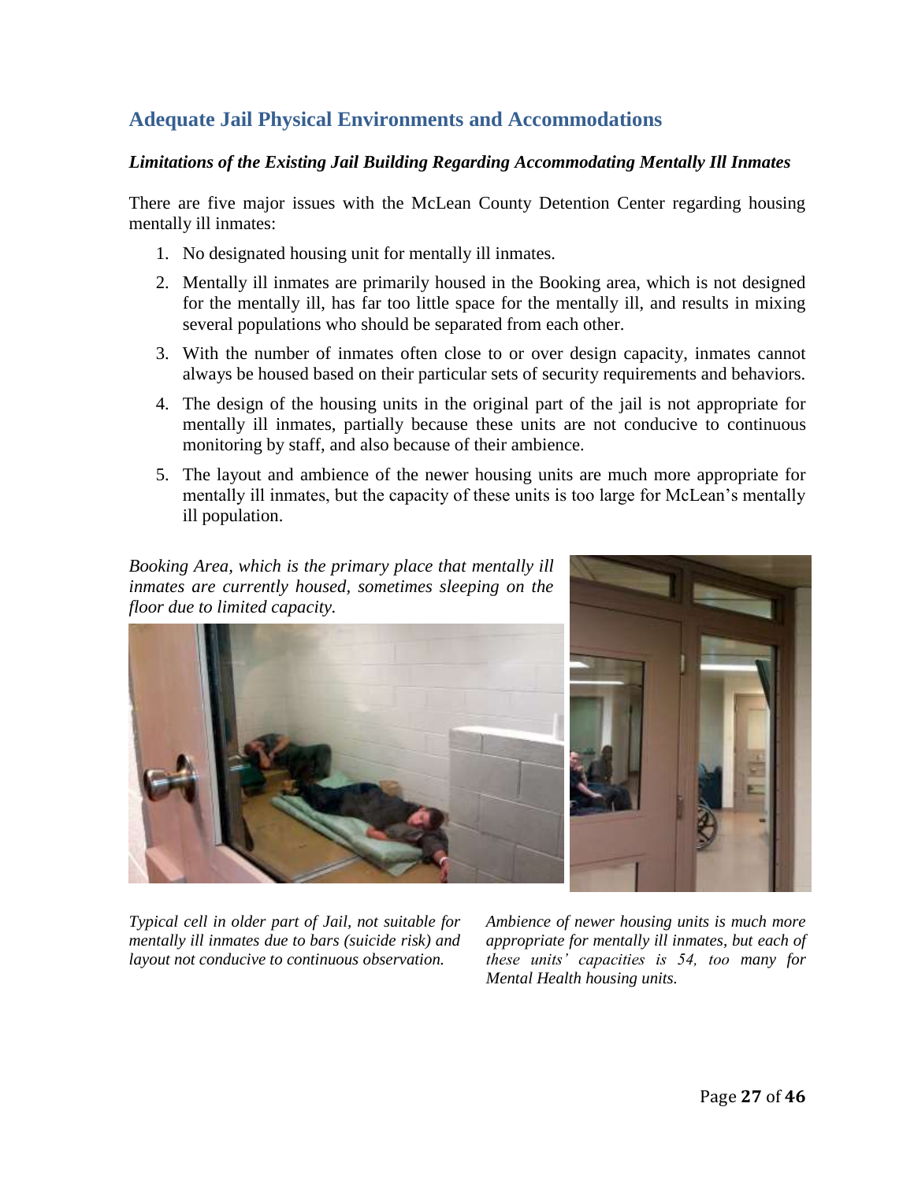## Adequate Jail Physical Environments and Accommodations

### *Limitations of the Existing Jail Building Regarding Accommodating Mentally Ill Inmates*

There are five major issues with the McLean County Detention Center regarding housing mentally ill inmates:

1. No designated housing unit for mentally ill inmates.
2. Mentally ill inmates are primarily housed in the Booking area, which is not designed for the mentally ill, has far too little space for the mentally ill, and results in mixing several populations who should be separated from each other.
3. With the number of inmates often close to or over design capacity, inmates cannot always be housed based on their particular sets of security requirements and behaviors.
4. The design of the housing units in the original part of the jail is not appropriate for mentally ill inmates, partially because these units are not conducive to continuous monitoring by staff, and also because of their ambience.
5. The layout and ambience of the newer housing units are much more appropriate for mentally ill inmates, but the capacity of these units is too large for McLean's mentally ill population.

*Booking Area, which is the primary place that mentally ill inmates are currently housed, sometimes sleeping on the floor due to limited capacity.*

*Typical cell in older part of Jail, not suitable for mentally ill inmates due to bars (suicide risk) and layout not conducive to continuous observation.*

*Ambience of newer housing units is much more appropriate for mentally ill inmates, but each of these units' capacities is 54, too many for Mental Health housing units.*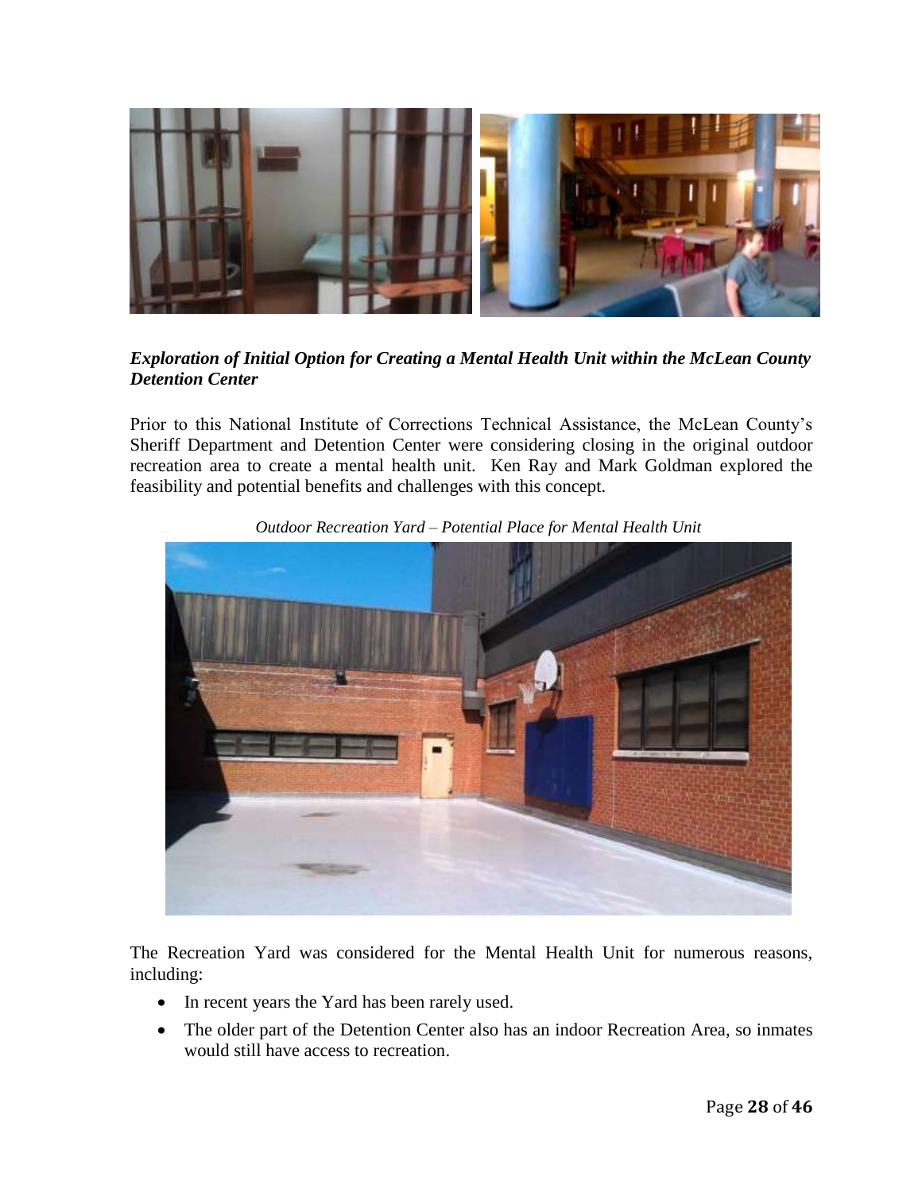***Exploration of Initial Option for Creating a Mental Health Unit within the McLean County Detention Center***

Prior to this National Institute of Corrections Technical Assistance, the McLean County's Sheriff Department and Detention Center were considering closing in the original outdoor recreation area to create a mental health unit. Ken Ray and Mark Goldman explored the feasibility and potential benefits and challenges with this concept.

*Outdoor Recreation Yard – Potential Place for Mental Health Unit*

The Recreation Yard was considered for the Mental Health Unit for numerous reasons, including:

- In recent years the Yard has been rarely used.
- The older part of the Detention Center also has an indoor Recreation Area, so inmates would still have access to recreation.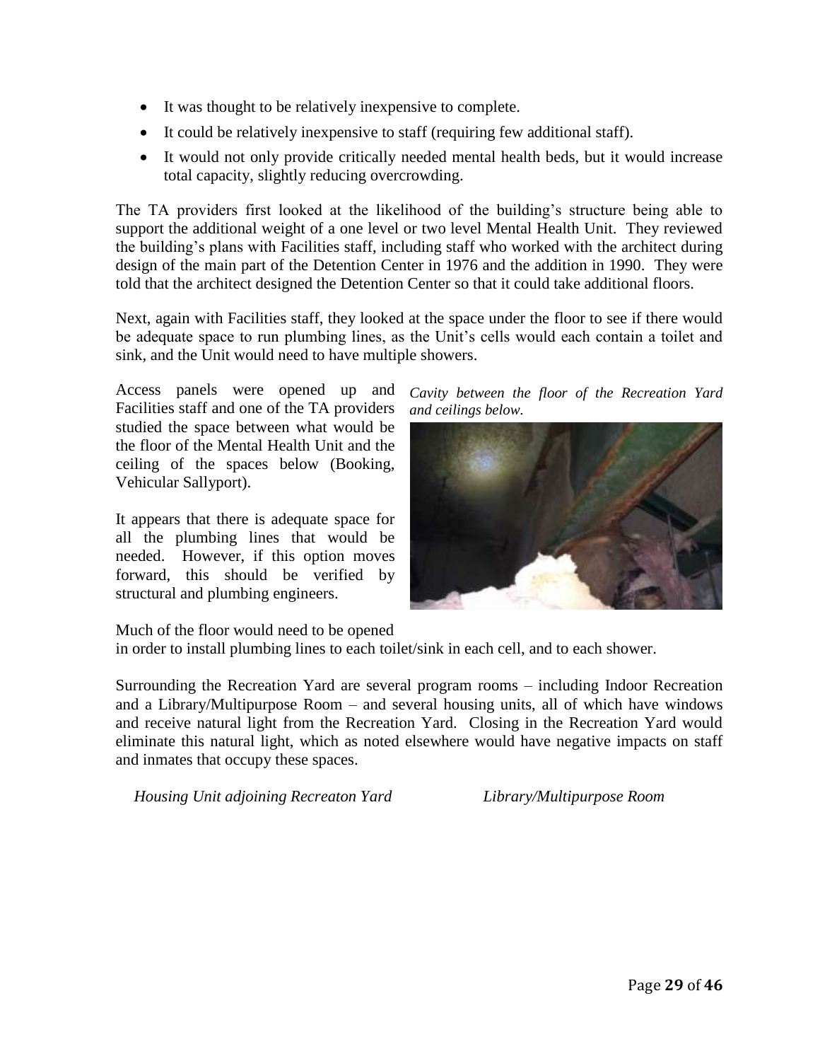- It was thought to be relatively inexpensive to complete.
- It could be relatively inexpensive to staff (requiring few additional staff).
- It would not only provide critically needed mental health beds, but it would increase total capacity, slightly reducing overcrowding.

The TA providers first looked at the likelihood of the building's structure being able to support the additional weight of a one level or two level Mental Health Unit. They reviewed the building's plans with Facilities staff, including staff who worked with the architect during design of the main part of the Detention Center in 1976 and the addition in 1990. They were told that the architect designed the Detention Center so that it could take additional floors.

Next, again with Facilities staff, they looked at the space under the floor to see if there would be adequate space to run plumbing lines, as the Unit's cells would each contain a toilet and sink, and the Unit would need to have multiple showers.

Access panels were opened up and Facilities staff and one of the TA providers studied the space between what would be the floor of the Mental Health Unit and the ceiling of the spaces below (Booking, Vehicular Sallyport).

*Cavity between the floor of the Recreation Yard and ceilings below.*

It appears that there is adequate space for all the plumbing lines that would be needed. However, if this option moves forward, this should be verified by structural and plumbing engineers.

Much of the floor would need to be opened in order to install plumbing lines to each toilet/sink in each cell, and to each shower.

Surrounding the Recreation Yard are several program rooms – including Indoor Recreation and a Library/Multipurpose Room – and several housing units, all of which have windows and receive natural light from the Recreation Yard. Closing in the Recreation Yard would eliminate this natural light, which as noted elsewhere would have negative impacts on staff and inmates that occupy these spaces.

*Housing Unit adjoining Recreaton Yard*

*Library/Multipurpose Room*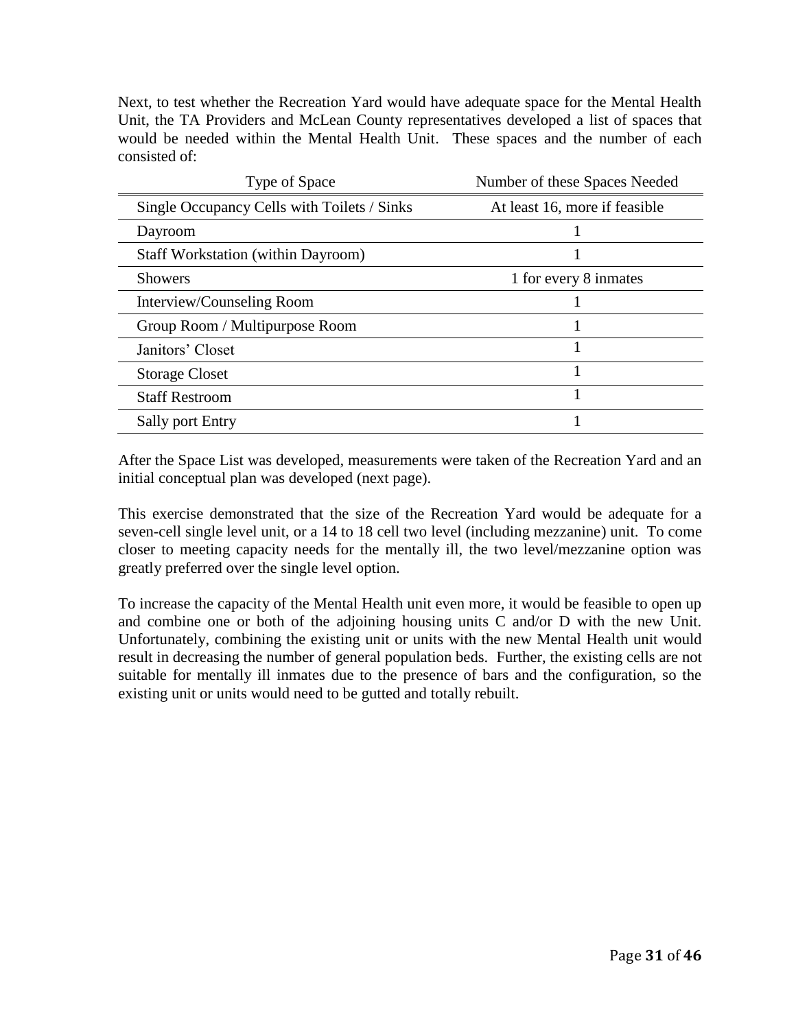Next, to test whether the Recreation Yard would have adequate space for the Mental Health Unit, the TA Providers and McLean County representatives developed a list of spaces that would be needed within the Mental Health Unit. These spaces and the number of each consisted of:

| Type of Space | Number of these Spaces Needed |
|---|---|
| Single Occupancy Cells with Toilets / Sinks | At least 16, more if feasible |
| Dayroom | 1 |
| Staff Workstation (within Dayroom) | 1 |
| Showers | 1 for every 8 inmates |
| Interview/Counseling Room | 1 |
| Group Room / Multipurpose Room | 1 |
| Janitors' Closet | 1 |
| Storage Closet | 1 |
| Staff Restroom | 1 |
| Sally port Entry | 1 |

After the Space List was developed, measurements were taken of the Recreation Yard and an initial conceptual plan was developed (next page).

This exercise demonstrated that the size of the Recreation Yard would be adequate for a seven-cell single level unit, or a 14 to 18 cell two level (including mezzanine) unit. To come closer to meeting capacity needs for the mentally ill, the two level/mezzanine option was greatly preferred over the single level option.

To increase the capacity of the Mental Health unit even more, it would be feasible to open up and combine one or both of the adjoining housing units C and/or D with the new Unit. Unfortunately, combining the existing unit or units with the new Mental Health unit would result in decreasing the number of general population beds. Further, the existing cells are not suitable for mentally ill inmates due to the presence of bars and the configuration, so the existing unit or units would need to be gutted and totally rebuilt.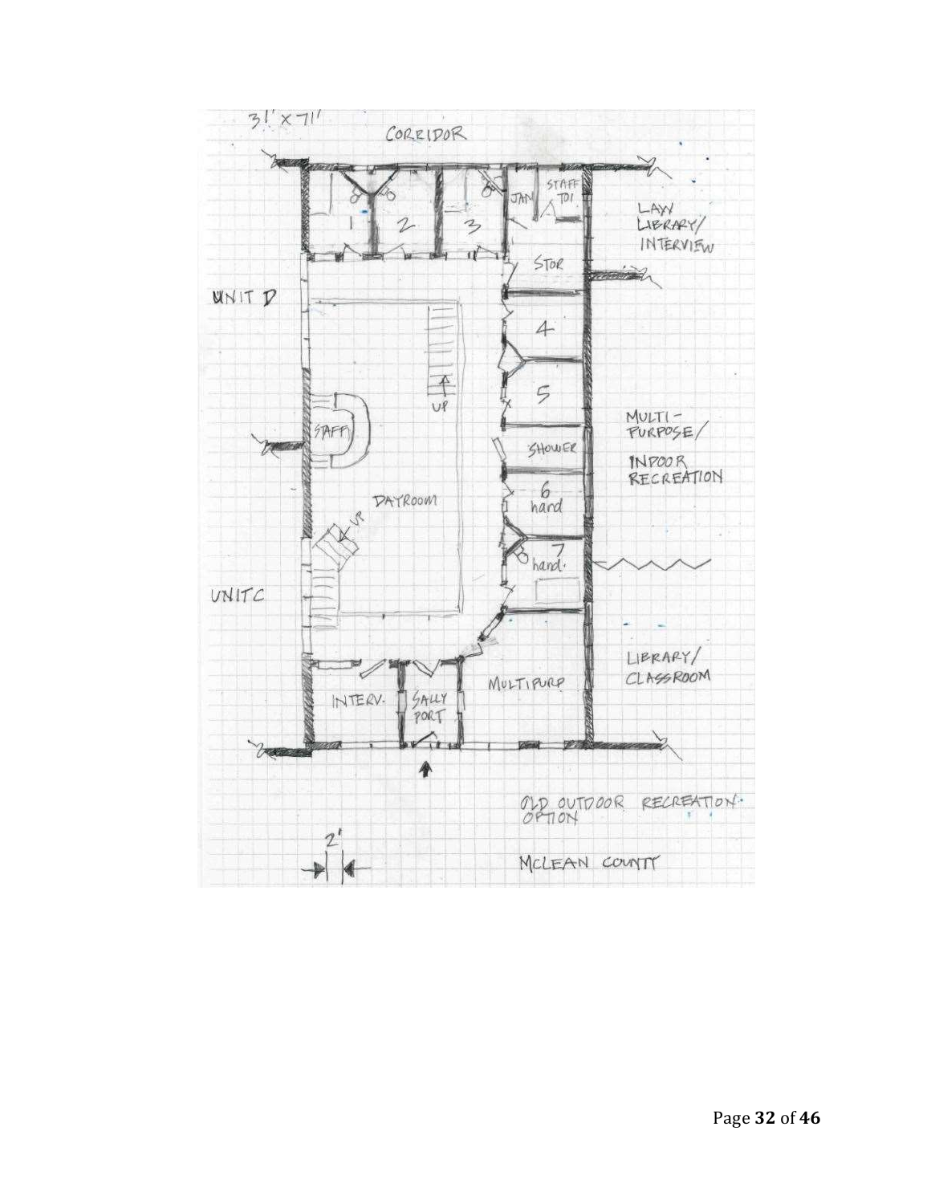3' x 71'

CORRIDOR

1 2 3 JAN STAFF TOI

LAW LIBRARY/ INTERVIEW

STOR

UNIT D

4

5

UP

STAFF

SHOWER

MULTI-PURPOSE/ INDOOR RECREATION

DAYROOM

UP

6 hard

7 hand.

UNIT C

LIBRARY/ CLASSROOM

INTERV.

SALLY PORT

MULTIPURP

OLD OUTDOOR RECREATION OPTION

2'

MCLEAN COUNTY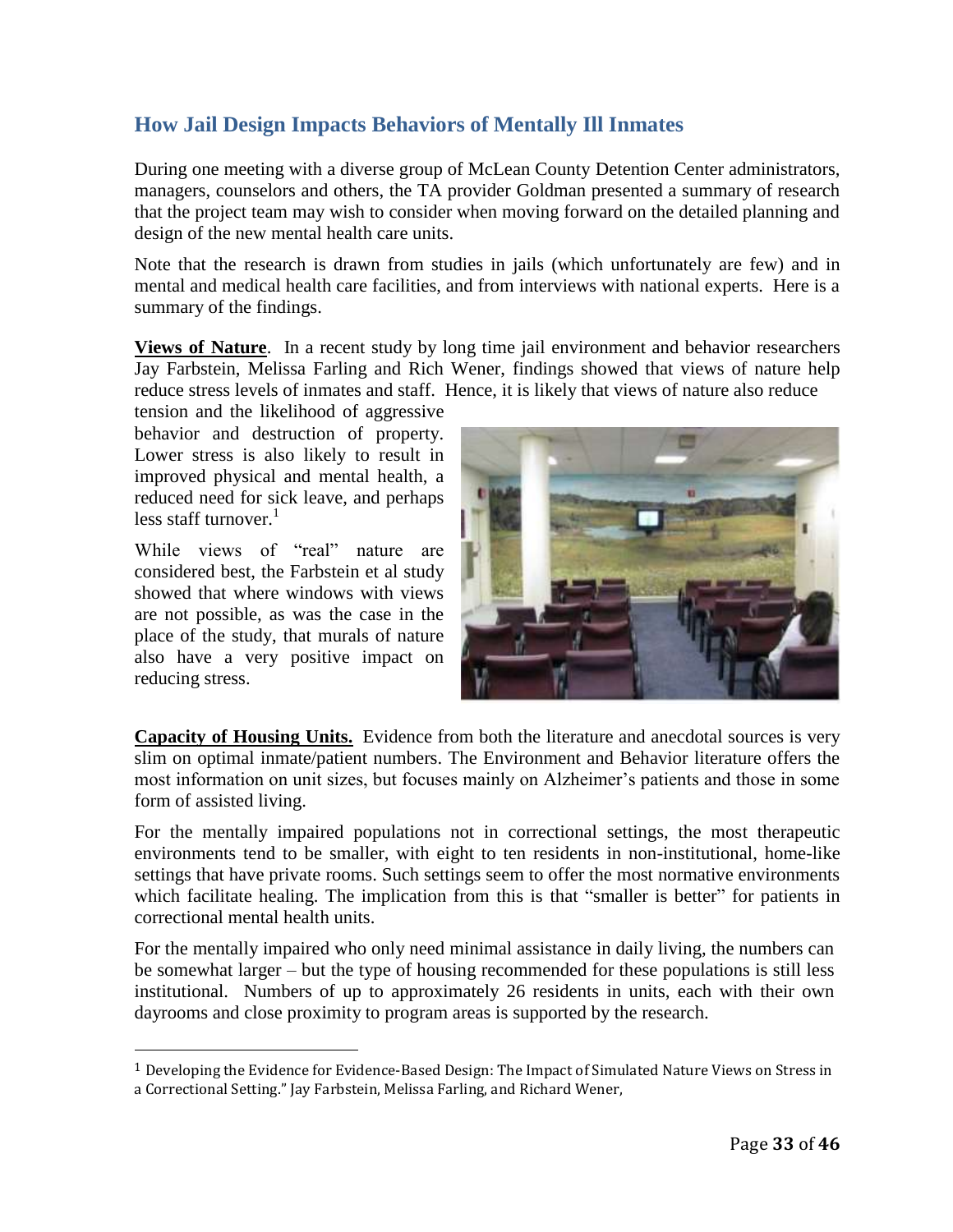## How Jail Design Impacts Behaviors of Mentally Ill Inmates

During one meeting with a diverse group of McLean County Detention Center administrators, managers, counselors and others, the TA provider Goldman presented a summary of research that the project team may wish to consider when moving forward on the detailed planning and design of the new mental health care units.

Note that the research is drawn from studies in jails (which unfortunately are few) and in mental and medical health care facilities, and from interviews with national experts. Here is a summary of the findings.

**Views of Nature**. In a recent study by long time jail environment and behavior researchers Jay Farbstein, Melissa Farling and Rich Wener, findings showed that views of nature help reduce stress levels of inmates and staff. Hence, it is likely that views of nature also reduce tension and the likelihood of aggressive behavior and destruction of property. Lower stress is also likely to result in improved physical and mental health, a reduced need for sick leave, and perhaps less staff turnover.[1]

While views of "real" nature are considered best, the Farbstein et al study showed that where windows with views are not possible, as was the case in the place of the study, that murals of nature also have a very positive impact on reducing stress.

**Capacity of Housing Units.** Evidence from both the literature and anecdotal sources is very slim on optimal inmate/patient numbers. The Environment and Behavior literature offers the most information on unit sizes, but focuses mainly on Alzheimer's patients and those in some form of assisted living.

For the mentally impaired populations not in correctional settings, the most therapeutic environments tend to be smaller, with eight to ten residents in non-institutional, home-like settings that have private rooms. Such settings seem to offer the most normative environments which facilitate healing. The implication from this is that "smaller is better" for patients in correctional mental health units.

For the mentally impaired who only need minimal assistance in daily living, the numbers can be somewhat larger – but the type of housing recommended for these populations is still less institutional. Numbers of up to approximately 26 residents in units, each with their own dayrooms and close proximity to program areas is supported by the research.

[1] Developing the Evidence for Evidence-Based Design: The Impact of Simulated Nature Views on Stress in a Correctional Setting." Jay Farbstein, Melissa Farling, and Richard Wener,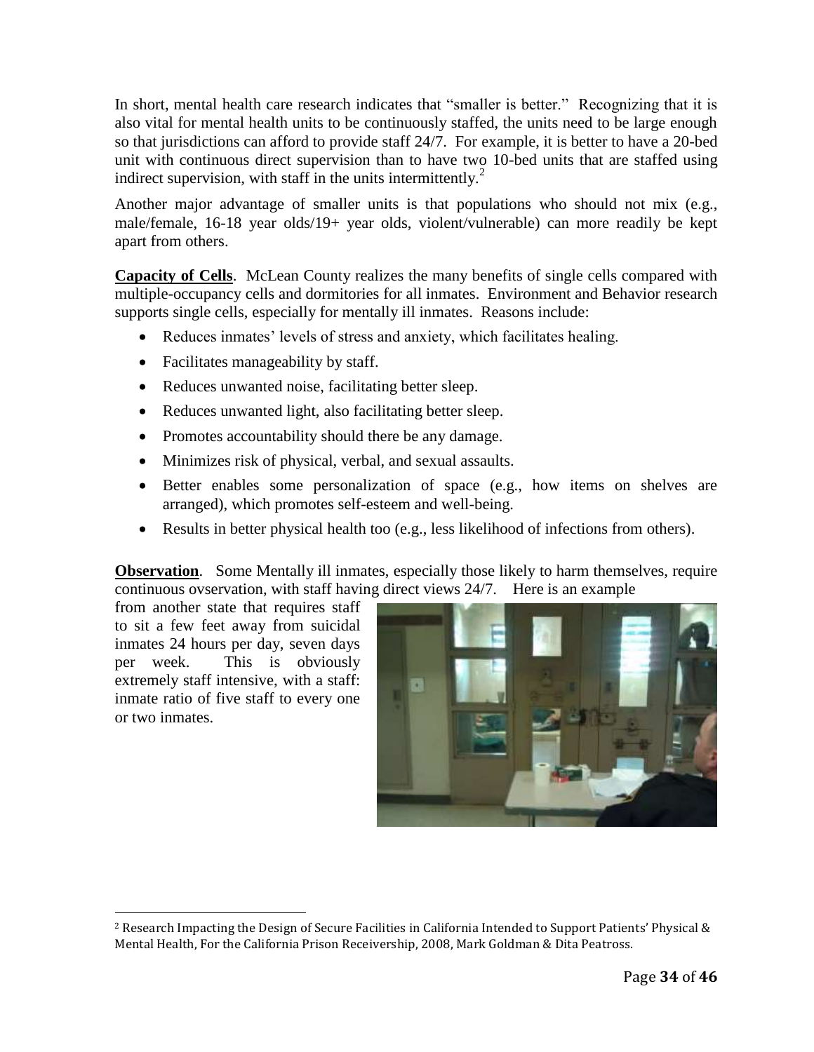In short, mental health care research indicates that "smaller is better." Recognizing that it is also vital for mental health units to be continuously staffed, the units need to be large enough so that jurisdictions can afford to provide staff 24/7. For example, it is better to have a 20-bed unit with continuous direct supervision than to have two 10-bed units that are staffed using indirect supervision, with staff in the units intermittently.[2]

Another major advantage of smaller units is that populations who should not mix (e.g., male/female, 16-18 year olds/19+ year olds, violent/vulnerable) can more readily be kept apart from others.

**Capacity of Cells**. McLean County realizes the many benefits of single cells compared with multiple-occupancy cells and dormitories for all inmates. Environment and Behavior research supports single cells, especially for mentally ill inmates. Reasons include:

- Reduces inmates' levels of stress and anxiety, which facilitates healing.
- Facilitates manageability by staff.
- Reduces unwanted noise, facilitating better sleep.
- Reduces unwanted light, also facilitating better sleep.
- Promotes accountability should there be any damage.
- Minimizes risk of physical, verbal, and sexual assaults.
- Better enables some personalization of space (e.g., how items on shelves are arranged), which promotes self-esteem and well-being.
- Results in better physical health too (e.g., less likelihood of infections from others).

**Observation**. Some Mentally ill inmates, especially those likely to harm themselves, require continuous ovservation, with staff having direct views 24/7. Here is an example from another state that requires staff to sit a few feet away from suicidal inmates 24 hours per day, seven days per week. This is obviously extremely staff intensive, with a staff: inmate ratio of five staff to every one or two inmates.

[2] Research Impacting the Design of Secure Facilities in California Intended to Support Patients' Physical & Mental Health, For the California Prison Receivership, 2008, Mark Goldman & Dita Peatross.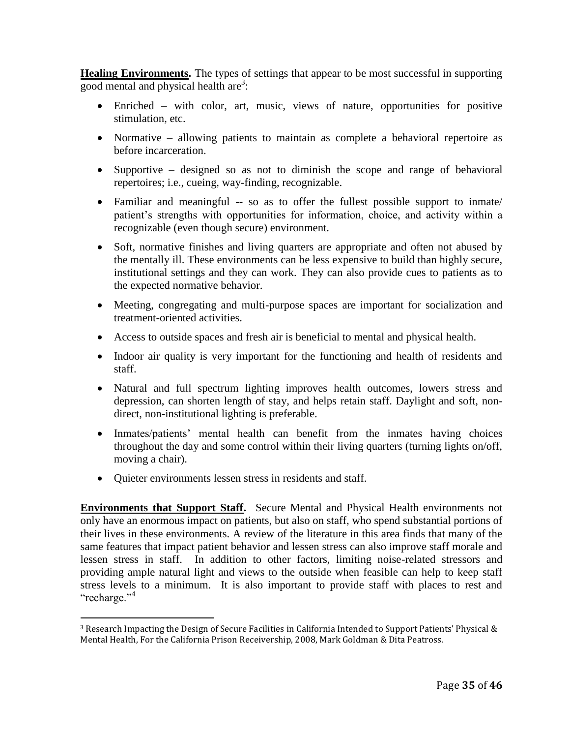**Healing Environments.** The types of settings that appear to be most successful in supporting good mental and physical health are[3]:

- Enriched – with color, art, music, views of nature, opportunities for positive stimulation, etc.
- Normative – allowing patients to maintain as complete a behavioral repertoire as before incarceration.
- Supportive – designed so as not to diminish the scope and range of behavioral repertoires; i.e., cueing, way-finding, recognizable.
- Familiar and meaningful -- so as to offer the fullest possible support to inmate/ patient's strengths with opportunities for information, choice, and activity within a recognizable (even though secure) environment.
- Soft, normative finishes and living quarters are appropriate and often not abused by the mentally ill. These environments can be less expensive to build than highly secure, institutional settings and they can work. They can also provide cues to patients as to the expected normative behavior.
- Meeting, congregating and multi-purpose spaces are important for socialization and treatment-oriented activities.
- Access to outside spaces and fresh air is beneficial to mental and physical health.
- Indoor air quality is very important for the functioning and health of residents and staff.
- Natural and full spectrum lighting improves health outcomes, lowers stress and depression, can shorten length of stay, and helps retain staff. Daylight and soft, non-direct, non-institutional lighting is preferable.
- Inmates/patients' mental health can benefit from the inmates having choices throughout the day and some control within their living quarters (turning lights on/off, moving a chair).
- Quieter environments lessen stress in residents and staff.

**Environments that Support Staff.** Secure Mental and Physical Health environments not only have an enormous impact on patients, but also on staff, who spend substantial portions of their lives in these environments. A review of the literature in this area finds that many of the same features that impact patient behavior and lessen stress can also improve staff morale and lessen stress in staff. In addition to other factors, limiting noise-related stressors and providing ample natural light and views to the outside when feasible can help to keep staff stress levels to a minimum. It is also important to provide staff with places to rest and "recharge."[4]

---

[3] Research Impacting the Design of Secure Facilities in California Intended to Support Patients' Physical & Mental Health, For the California Prison Receivership, 2008, Mark Goldman & Dita Peatross.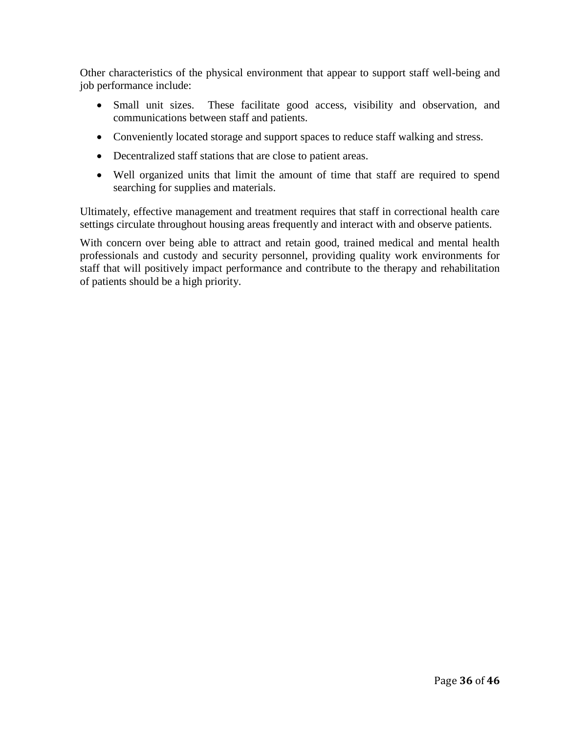Other characteristics of the physical environment that appear to support staff well-being and job performance include:

- Small unit sizes. These facilitate good access, visibility and observation, and communications between staff and patients.
- Conveniently located storage and support spaces to reduce staff walking and stress.
- Decentralized staff stations that are close to patient areas.
- Well organized units that limit the amount of time that staff are required to spend searching for supplies and materials.

Ultimately, effective management and treatment requires that staff in correctional health care settings circulate throughout housing areas frequently and interact with and observe patients.

With concern over being able to attract and retain good, trained medical and mental health professionals and custody and security personnel, providing quality work environments for staff that will positively impact performance and contribute to the therapy and rehabilitation of patients should be a high priority.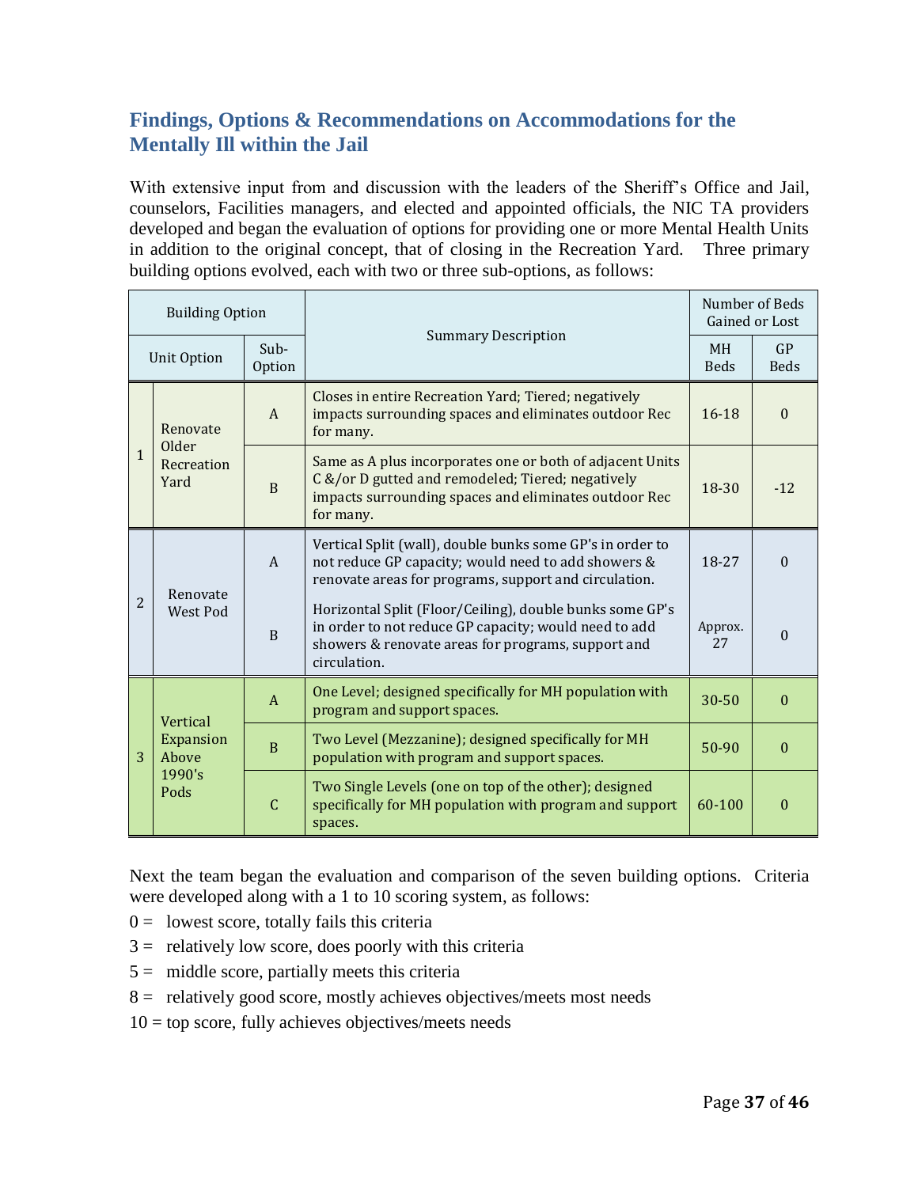## Findings, Options & Recommendations on Accommodations for the Mentally Ill within the Jail

With extensive input from and discussion with the leaders of the Sheriff's Office and Jail, counselors, Facilities managers, and elected and appointed officials, the NIC TA providers developed and began the evaluation of options for providing one or more Mental Health Units in addition to the original concept, that of closing in the Recreation Yard. Three primary building options evolved, each with two or three sub-options, as follows:

| Building Option | | | Summary Description | Number of Beds Gained or Lost | |
|---|---|---|---|---|---|
| Unit Option | | Sub-Option | | MH Beds | GP Beds |
| 1 | Renovate Older Recreation Yard | A | Closes in entire Recreation Yard; Tiered; negatively impacts surrounding spaces and eliminates outdoor Rec for many. | 16-18 | 0 |
| | | B | Same as A plus incorporates one or both of adjacent Units C &/or D gutted and remodeled; Tiered; negatively impacts surrounding spaces and eliminates outdoor Rec for many. | 18-30 | -12 |
| 2 | Renovate West Pod | A | Vertical Split (wall), double bunks some GP's in order to not reduce GP capacity; would need to add showers & renovate areas for programs, support and circulation. | 18-27 | 0 |
| | | B | Horizontal Split (Floor/Ceiling), double bunks some GP's in order to not reduce GP capacity; would need to add showers & renovate areas for programs, support and circulation. | Approx. 27 | 0 |
| 3 | Vertical Expansion Above 1990's Pods | A | One Level; designed specifically for MH population with program and support spaces. | 30-50 | 0 |
| | | B | Two Level (Mezzanine); designed specifically for MH population with program and support spaces. | 50-90 | 0 |
| | | C | Two Single Levels (one on top of the other); designed specifically for MH population with program and support spaces. | 60-100 | 0 |

Next the team began the evaluation and comparison of the seven building options. Criteria were developed along with a 1 to 10 scoring system, as follows:

0 = lowest score, totally fails this criteria

3 = relatively low score, does poorly with this criteria

5 = middle score, partially meets this criteria

8 = relatively good score, mostly achieves objectives/meets most needs

10 = top score, fully achieves objectives/meets needs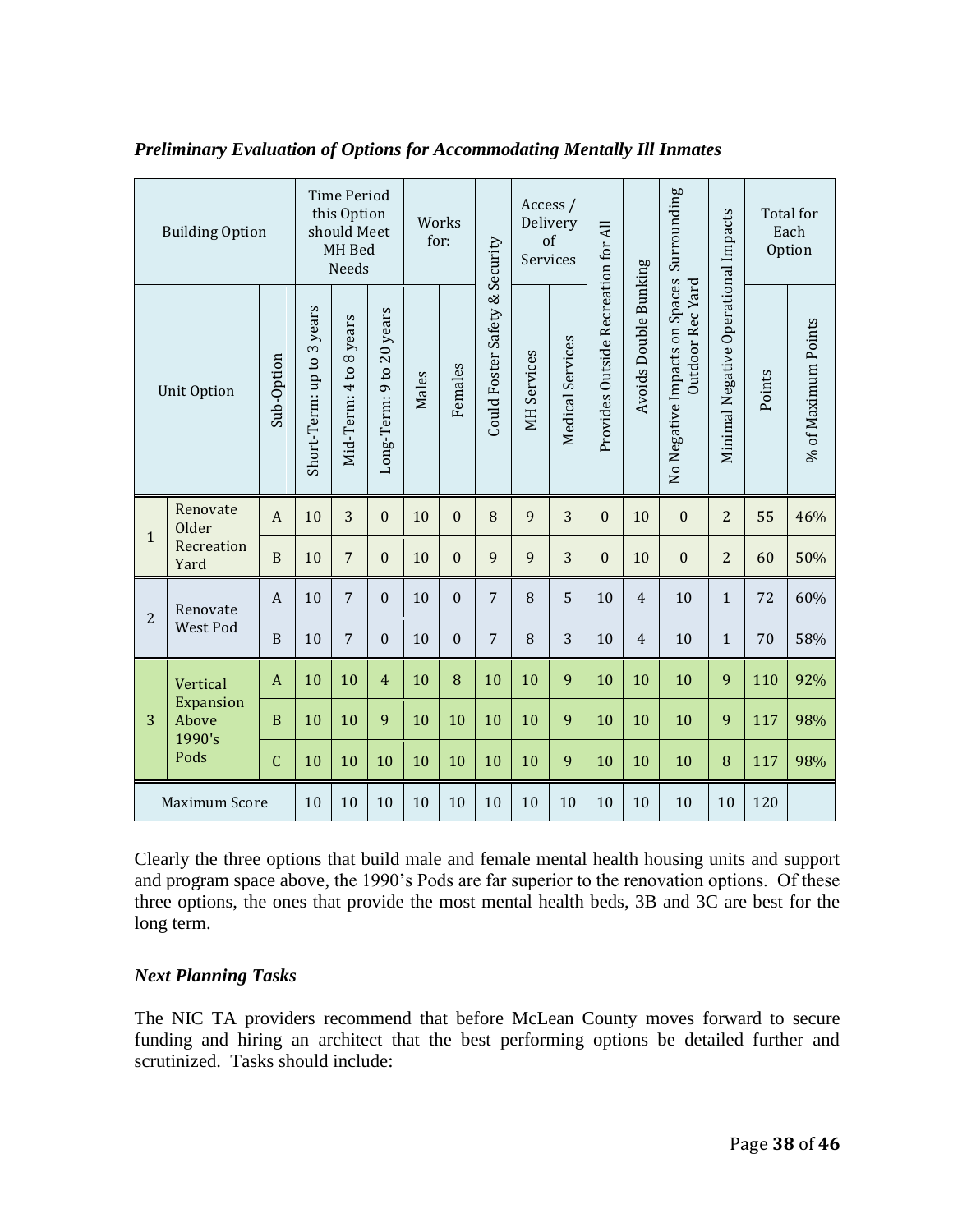*Preliminary Evaluation of Options for Accommodating Mentally Ill Inmates*

| Building Option | | | Time Period this Option should Meet MH Bed Needs | | | Works for: | | | Access / Delivery of Services | | | | | | Total for Each Option | |
|---|---|---|---|---|---|---|---|---|---|---|---|---|---|---|---|---|
| Unit Option | | Sub-Option | Short-Term: up to 3 years | Mid-Term: 4 to 8 years | Long-Term: 9 to 20 years | Males | Females | Could Foster Safety & Security | MH Services | Medical Services | Provides Outside Recreation for All | Avoids Double Bunking | No Negative Impacts on Spaces Surrounding Outdoor Rec Yard | Minimal Negative Operational Impacts | Points | % of Maximum Points |
| 1 | Renovate Older Recreation Yard | A | 10 | 3 | 0 | 10 | 0 | 8 | 9 | 3 | 0 | 10 | 0 | 2 | 55 | 46% |
| | | B | 10 | 7 | 0 | 10 | 0 | 9 | 9 | 3 | 0 | 10 | 0 | 2 | 60 | 50% |
| 2 | Renovate West Pod | A | 10 | 7 | 0 | 10 | 0 | 7 | 8 | 5 | 10 | 4 | 10 | 1 | 72 | 60% |
| | | B | 10 | 7 | 0 | 10 | 0 | 7 | 8 | 3 | 10 | 4 | 10 | 1 | 70 | 58% |
| 3 | Vertical Expansion Above 1990's Pods | A | 10 | 10 | 4 | 10 | 8 | 10 | 10 | 9 | 10 | 10 | 10 | 9 | 110 | 92% |
| | | B | 10 | 10 | 9 | 10 | 10 | 10 | 10 | 9 | 10 | 10 | 10 | 9 | 117 | 98% |
| | | C | 10 | 10 | 10 | 10 | 10 | 10 | 10 | 9 | 10 | 10 | 10 | 8 | 117 | 98% |
| Maximum Score | | | 10 | 10 | 10 | 10 | 10 | 10 | 10 | 10 | 10 | 10 | 10 | 10 | 120 | |

Clearly the three options that build male and female mental health housing units and support and program space above, the 1990's Pods are far superior to the renovation options. Of these three options, the ones that provide the most mental health beds, 3B and 3C are best for the long term.

### *Next Planning Tasks*

The NIC TA providers recommend that before McLean County moves forward to secure funding and hiring an architect that the best performing options be detailed further and scrutinized. Tasks should include: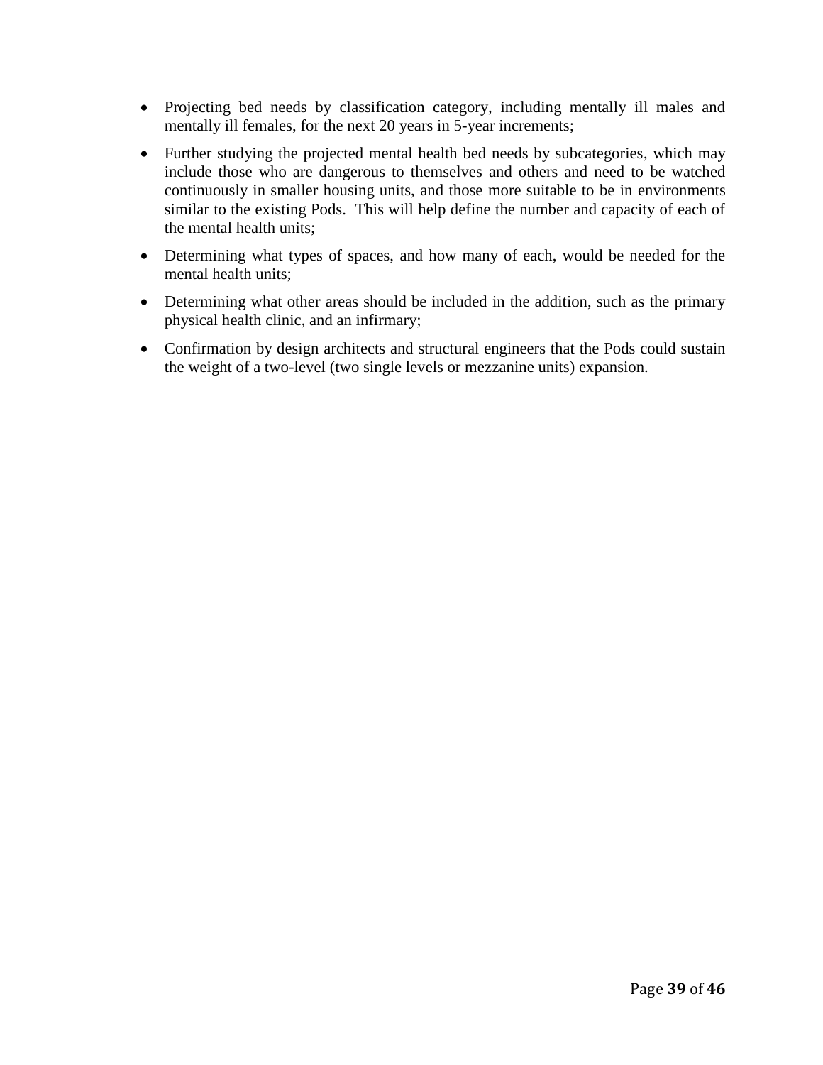- Projecting bed needs by classification category, including mentally ill males and mentally ill females, for the next 20 years in 5-year increments;
- Further studying the projected mental health bed needs by subcategories, which may include those who are dangerous to themselves and others and need to be watched continuously in smaller housing units, and those more suitable to be in environments similar to the existing Pods. This will help define the number and capacity of each of the mental health units;
- Determining what types of spaces, and how many of each, would be needed for the mental health units;
- Determining what other areas should be included in the addition, such as the primary physical health clinic, and an infirmary;
- Confirmation by design architects and structural engineers that the Pods could sustain the weight of a two-level (two single levels or mezzanine units) expansion.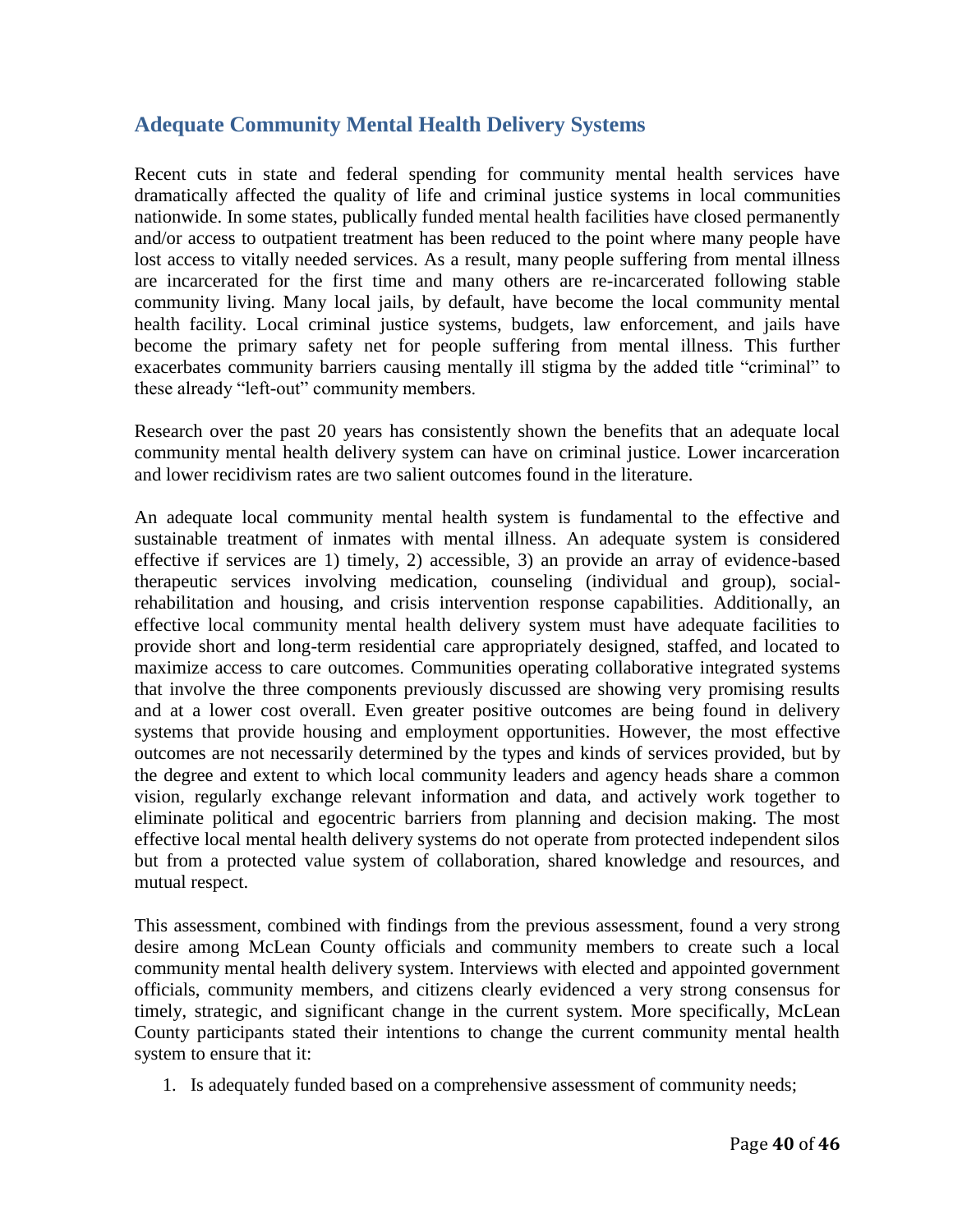## Adequate Community Mental Health Delivery Systems

Recent cuts in state and federal spending for community mental health services have dramatically affected the quality of life and criminal justice systems in local communities nationwide. In some states, publically funded mental health facilities have closed permanently and/or access to outpatient treatment has been reduced to the point where many people have lost access to vitally needed services. As a result, many people suffering from mental illness are incarcerated for the first time and many others are re-incarcerated following stable community living. Many local jails, by default, have become the local community mental health facility. Local criminal justice systems, budgets, law enforcement, and jails have become the primary safety net for people suffering from mental illness. This further exacerbates community barriers causing mentally ill stigma by the added title "criminal" to these already "left-out" community members.

Research over the past 20 years has consistently shown the benefits that an adequate local community mental health delivery system can have on criminal justice. Lower incarceration and lower recidivism rates are two salient outcomes found in the literature.

An adequate local community mental health system is fundamental to the effective and sustainable treatment of inmates with mental illness. An adequate system is considered effective if services are 1) timely, 2) accessible, 3) an provide an array of evidence-based therapeutic services involving medication, counseling (individual and group), social-rehabilitation and housing, and crisis intervention response capabilities. Additionally, an effective local community mental health delivery system must have adequate facilities to provide short and long-term residential care appropriately designed, staffed, and located to maximize access to care outcomes. Communities operating collaborative integrated systems that involve the three components previously discussed are showing very promising results and at a lower cost overall. Even greater positive outcomes are being found in delivery systems that provide housing and employment opportunities. However, the most effective outcomes are not necessarily determined by the types and kinds of services provided, but by the degree and extent to which local community leaders and agency heads share a common vision, regularly exchange relevant information and data, and actively work together to eliminate political and egocentric barriers from planning and decision making. The most effective local mental health delivery systems do not operate from protected independent silos but from a protected value system of collaboration, shared knowledge and resources, and mutual respect.

This assessment, combined with findings from the previous assessment, found a very strong desire among McLean County officials and community members to create such a local community mental health delivery system. Interviews with elected and appointed government officials, community members, and citizens clearly evidenced a very strong consensus for timely, strategic, and significant change in the current system. More specifically, McLean County participants stated their intentions to change the current community mental health system to ensure that it:

1. Is adequately funded based on a comprehensive assessment of community needs;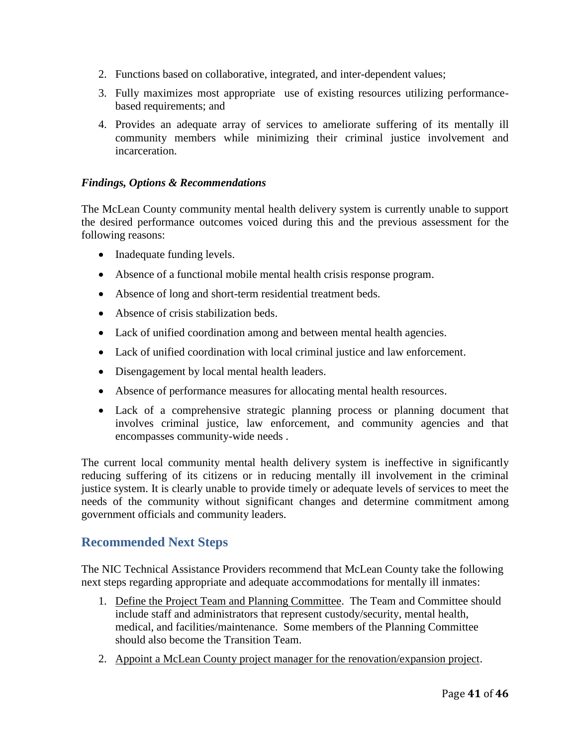2. Functions based on collaborative, integrated, and inter-dependent values;
3. Fully maximizes most appropriate use of existing resources utilizing performance-based requirements; and
4. Provides an adequate array of services to ameliorate suffering of its mentally ill community members while minimizing their criminal justice involvement and incarceration.

***Findings, Options & Recommendations***

The McLean County community mental health delivery system is currently unable to support the desired performance outcomes voiced during this and the previous assessment for the following reasons:

- Inadequate funding levels.
- Absence of a functional mobile mental health crisis response program.
- Absence of long and short-term residential treatment beds.
- Absence of crisis stabilization beds.
- Lack of unified coordination among and between mental health agencies.
- Lack of unified coordination with local criminal justice and law enforcement.
- Disengagement by local mental health leaders.
- Absence of performance measures for allocating mental health resources.
- Lack of a comprehensive strategic planning process or planning document that involves criminal justice, law enforcement, and community agencies and that encompasses community-wide needs .

The current local community mental health delivery system is ineffective in significantly reducing suffering of its citizens or in reducing mentally ill involvement in the criminal justice system. It is clearly unable to provide timely or adequate levels of services to meet the needs of the community without significant changes and determine commitment among government officials and community leaders.

## Recommended Next Steps

The NIC Technical Assistance Providers recommend that McLean County take the following next steps regarding appropriate and adequate accommodations for mentally ill inmates:

1. Define the Project Team and Planning Committee. The Team and Committee should include staff and administrators that represent custody/security, mental health, medical, and facilities/maintenance. Some members of the Planning Committee should also become the Transition Team.
2. Appoint a McLean County project manager for the renovation/expansion project.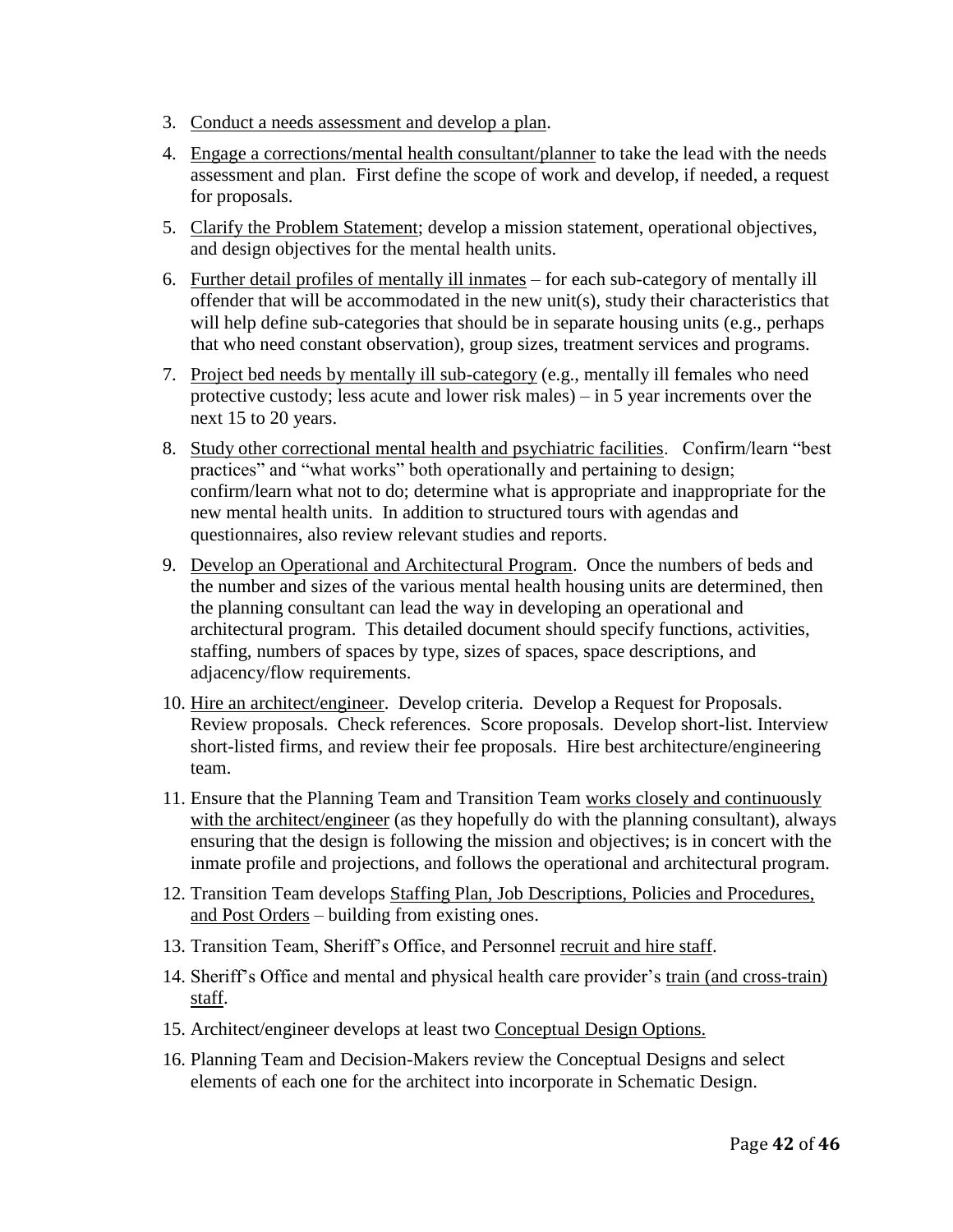3. Conduct a needs assessment and develop a plan.
4. Engage a corrections/mental health consultant/planner to take the lead with the needs assessment and plan. First define the scope of work and develop, if needed, a request for proposals.
5. Clarify the Problem Statement; develop a mission statement, operational objectives, and design objectives for the mental health units.
6. Further detail profiles of mentally ill inmates – for each sub-category of mentally ill offender that will be accommodated in the new unit(s), study their characteristics that will help define sub-categories that should be in separate housing units (e.g., perhaps that who need constant observation), group sizes, treatment services and programs.
7. Project bed needs by mentally ill sub-category (e.g., mentally ill females who need protective custody; less acute and lower risk males) – in 5 year increments over the next 15 to 20 years.
8. Study other correctional mental health and psychiatric facilities. Confirm/learn "best practices" and "what works" both operationally and pertaining to design; confirm/learn what not to do; determine what is appropriate and inappropriate for the new mental health units. In addition to structured tours with agendas and questionnaires, also review relevant studies and reports.
9. Develop an Operational and Architectural Program. Once the numbers of beds and the number and sizes of the various mental health housing units are determined, then the planning consultant can lead the way in developing an operational and architectural program. This detailed document should specify functions, activities, staffing, numbers of spaces by type, sizes of spaces, space descriptions, and adjacency/flow requirements.
10. Hire an architect/engineer. Develop criteria. Develop a Request for Proposals. Review proposals. Check references. Score proposals. Develop short-list. Interview short-listed firms, and review their fee proposals. Hire best architecture/engineering team.
11. Ensure that the Planning Team and Transition Team works closely and continuously with the architect/engineer (as they hopefully do with the planning consultant), always ensuring that the design is following the mission and objectives; is in concert with the inmate profile and projections, and follows the operational and architectural program.
12. Transition Team develops Staffing Plan, Job Descriptions, Policies and Procedures, and Post Orders – building from existing ones.
13. Transition Team, Sheriff's Office, and Personnel recruit and hire staff.
14. Sheriff's Office and mental and physical health care provider's train (and cross-train) staff.
15. Architect/engineer develops at least two Conceptual Design Options.
16. Planning Team and Decision-Makers review the Conceptual Designs and select elements of each one for the architect into incorporate in Schematic Design.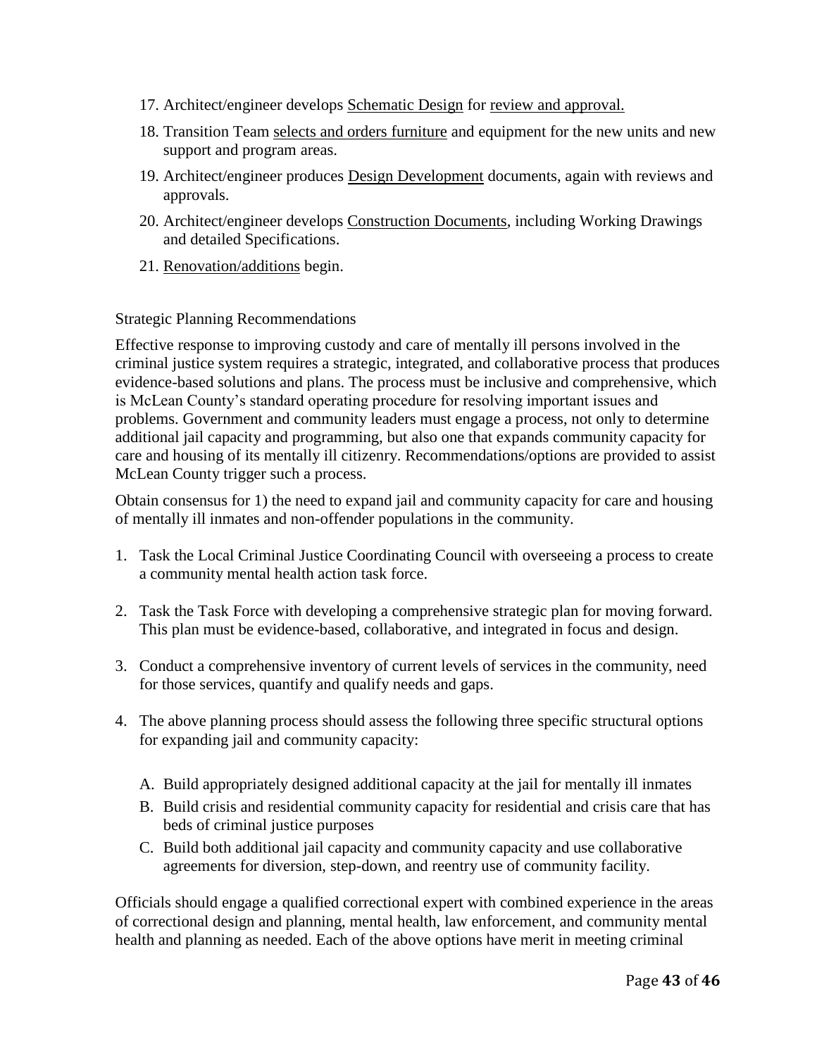17. Architect/engineer develops Schematic Design for review and approval.
18. Transition Team selects and orders furniture and equipment for the new units and new support and program areas.
19. Architect/engineer produces Design Development documents, again with reviews and approvals.
20. Architect/engineer develops Construction Documents, including Working Drawings and detailed Specifications.
21. Renovation/additions begin.

Strategic Planning Recommendations

Effective response to improving custody and care of mentally ill persons involved in the criminal justice system requires a strategic, integrated, and collaborative process that produces evidence-based solutions and plans. The process must be inclusive and comprehensive, which is McLean County's standard operating procedure for resolving important issues and problems. Government and community leaders must engage a process, not only to determine additional jail capacity and programming, but also one that expands community capacity for care and housing of its mentally ill citizenry. Recommendations/options are provided to assist McLean County trigger such a process.

Obtain consensus for 1) the need to expand jail and community capacity for care and housing of mentally ill inmates and non-offender populations in the community.

1. Task the Local Criminal Justice Coordinating Council with overseeing a process to create a community mental health action task force.

2. Task the Task Force with developing a comprehensive strategic plan for moving forward. This plan must be evidence-based, collaborative, and integrated in focus and design.

3. Conduct a comprehensive inventory of current levels of services in the community, need for those services, quantify and qualify needs and gaps.

4. The above planning process should assess the following three specific structural options for expanding jail and community capacity:

   A. Build appropriately designed additional capacity at the jail for mentally ill inmates
   B. Build crisis and residential community capacity for residential and crisis care that has beds of criminal justice purposes
   C. Build both additional jail capacity and community capacity and use collaborative agreements for diversion, step-down, and reentry use of community facility.

Officials should engage a qualified correctional expert with combined experience in the areas of correctional design and planning, mental health, law enforcement, and community mental health and planning as needed. Each of the above options have merit in meeting criminal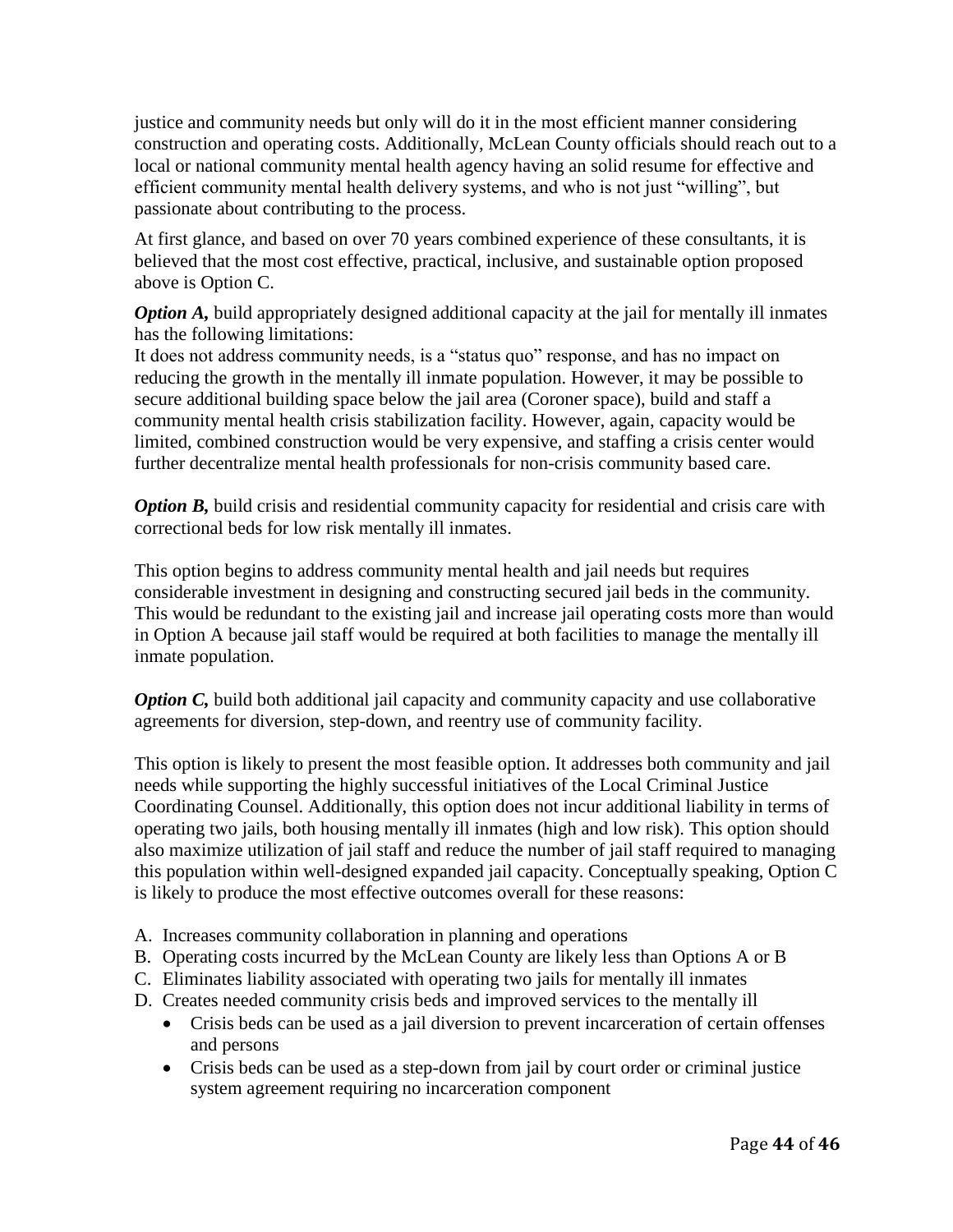justice and community needs but only will do it in the most efficient manner considering construction and operating costs. Additionally, McLean County officials should reach out to a local or national community mental health agency having an solid resume for effective and efficient community mental health delivery systems, and who is not just "willing", but passionate about contributing to the process.

At first glance, and based on over 70 years combined experience of these consultants, it is believed that the most cost effective, practical, inclusive, and sustainable option proposed above is Option C.

***Option A,*** build appropriately designed additional capacity at the jail for mentally ill inmates has the following limitations:
It does not address community needs, is a "status quo" response, and has no impact on reducing the growth in the mentally ill inmate population. However, it may be possible to secure additional building space below the jail area (Coroner space), build and staff a community mental health crisis stabilization facility. However, again, capacity would be limited, combined construction would be very expensive, and staffing a crisis center would further decentralize mental health professionals for non-crisis community based care.

***Option B,*** build crisis and residential community capacity for residential and crisis care with correctional beds for low risk mentally ill inmates.

This option begins to address community mental health and jail needs but requires considerable investment in designing and constructing secured jail beds in the community. This would be redundant to the existing jail and increase jail operating costs more than would in Option A because jail staff would be required at both facilities to manage the mentally ill inmate population.

***Option C,*** build both additional jail capacity and community capacity and use collaborative agreements for diversion, step-down, and reentry use of community facility.

This option is likely to present the most feasible option. It addresses both community and jail needs while supporting the highly successful initiatives of the Local Criminal Justice Coordinating Counsel. Additionally, this option does not incur additional liability in terms of operating two jails, both housing mentally ill inmates (high and low risk). This option should also maximize utilization of jail staff and reduce the number of jail staff required to managing this population within well-designed expanded jail capacity. Conceptually speaking, Option C is likely to produce the most effective outcomes overall for these reasons:

A. Increases community collaboration in planning and operations
B. Operating costs incurred by the McLean County are likely less than Options A or B
C. Eliminates liability associated with operating two jails for mentally ill inmates
D. Creates needed community crisis beds and improved services to the mentally ill
   - Crisis beds can be used as a jail diversion to prevent incarceration of certain offenses and persons
   - Crisis beds can be used as a step-down from jail by court order or criminal justice system agreement requiring no incarceration component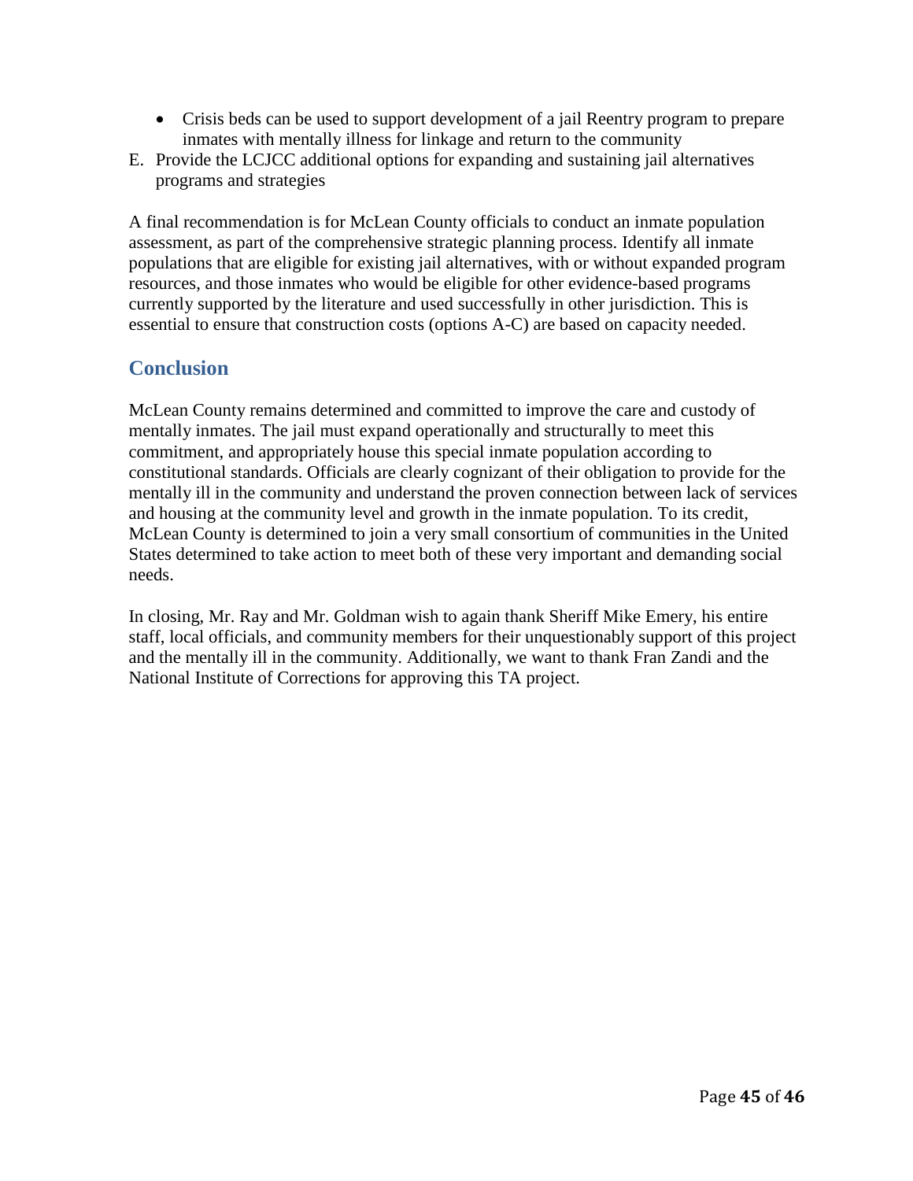- Crisis beds can be used to support development of a jail Reentry program to prepare inmates with mentally illness for linkage and return to the community

E. Provide the LCJCC additional options for expanding and sustaining jail alternatives programs and strategies

A final recommendation is for McLean County officials to conduct an inmate population assessment, as part of the comprehensive strategic planning process. Identify all inmate populations that are eligible for existing jail alternatives, with or without expanded program resources, and those inmates who would be eligible for other evidence-based programs currently supported by the literature and used successfully in other jurisdiction. This is essential to ensure that construction costs (options A-C) are based on capacity needed.

## Conclusion

McLean County remains determined and committed to improve the care and custody of mentally inmates. The jail must expand operationally and structurally to meet this commitment, and appropriately house this special inmate population according to constitutional standards. Officials are clearly cognizant of their obligation to provide for the mentally ill in the community and understand the proven connection between lack of services and housing at the community level and growth in the inmate population. To its credit, McLean County is determined to join a very small consortium of communities in the United States determined to take action to meet both of these very important and demanding social needs.

In closing, Mr. Ray and Mr. Goldman wish to again thank Sheriff Mike Emery, his entire staff, local officials, and community members for their unquestionably support of this project and the mentally ill in the community. Additionally, we want to thank Fran Zandi and the National Institute of Corrections for approving this TA project.